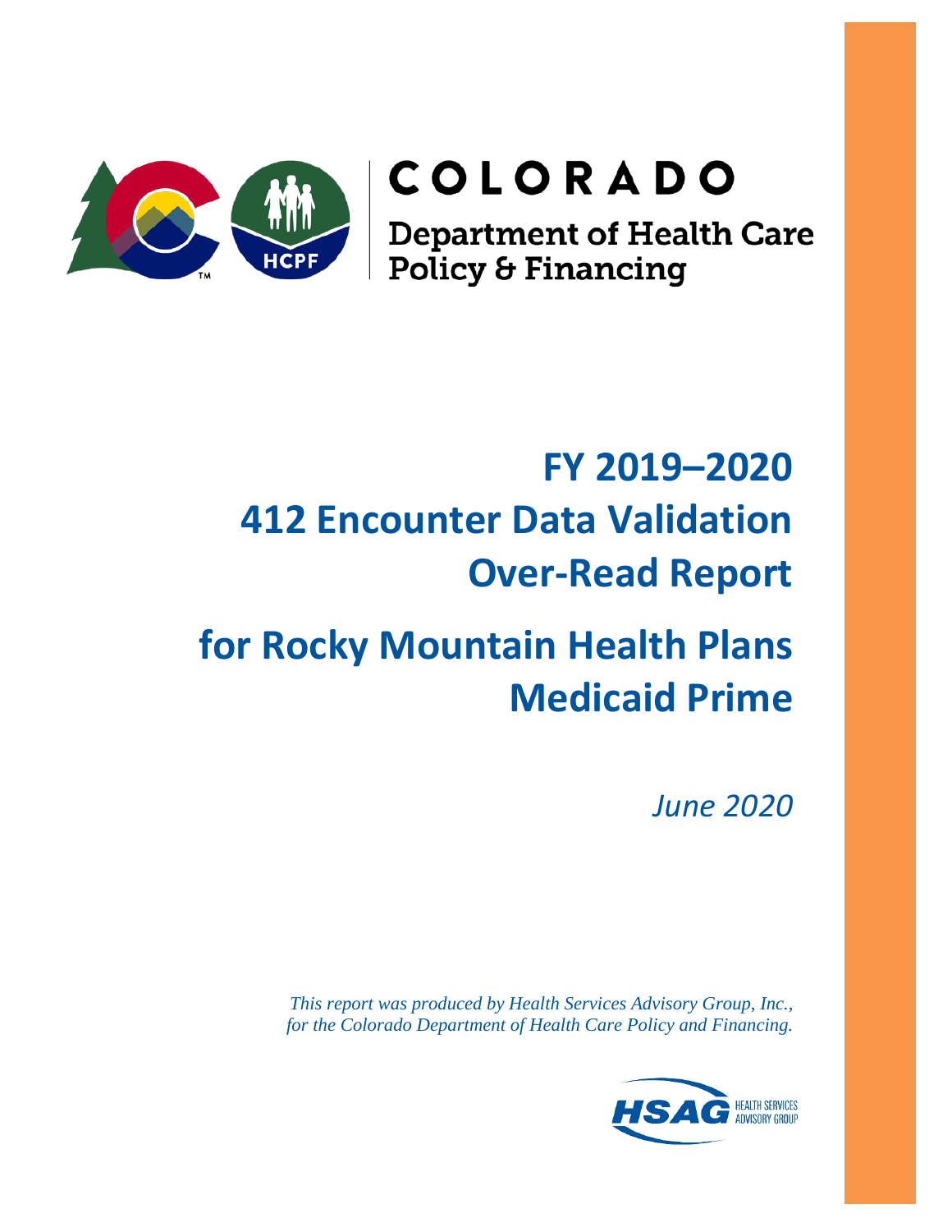COLORADO

Department of Health Care Policy & Financing

# FY 2019–2020 412 Encounter Data Validation Over-Read Report

# for Rocky Mountain Health Plans Medicaid Prime

*June 2020*

*This report was produced by Health Services Advisory Group, Inc., for the Colorado Department of Health Care Policy and Financing.*

HSAG HEALTH SERVICES ADVISORY GROUP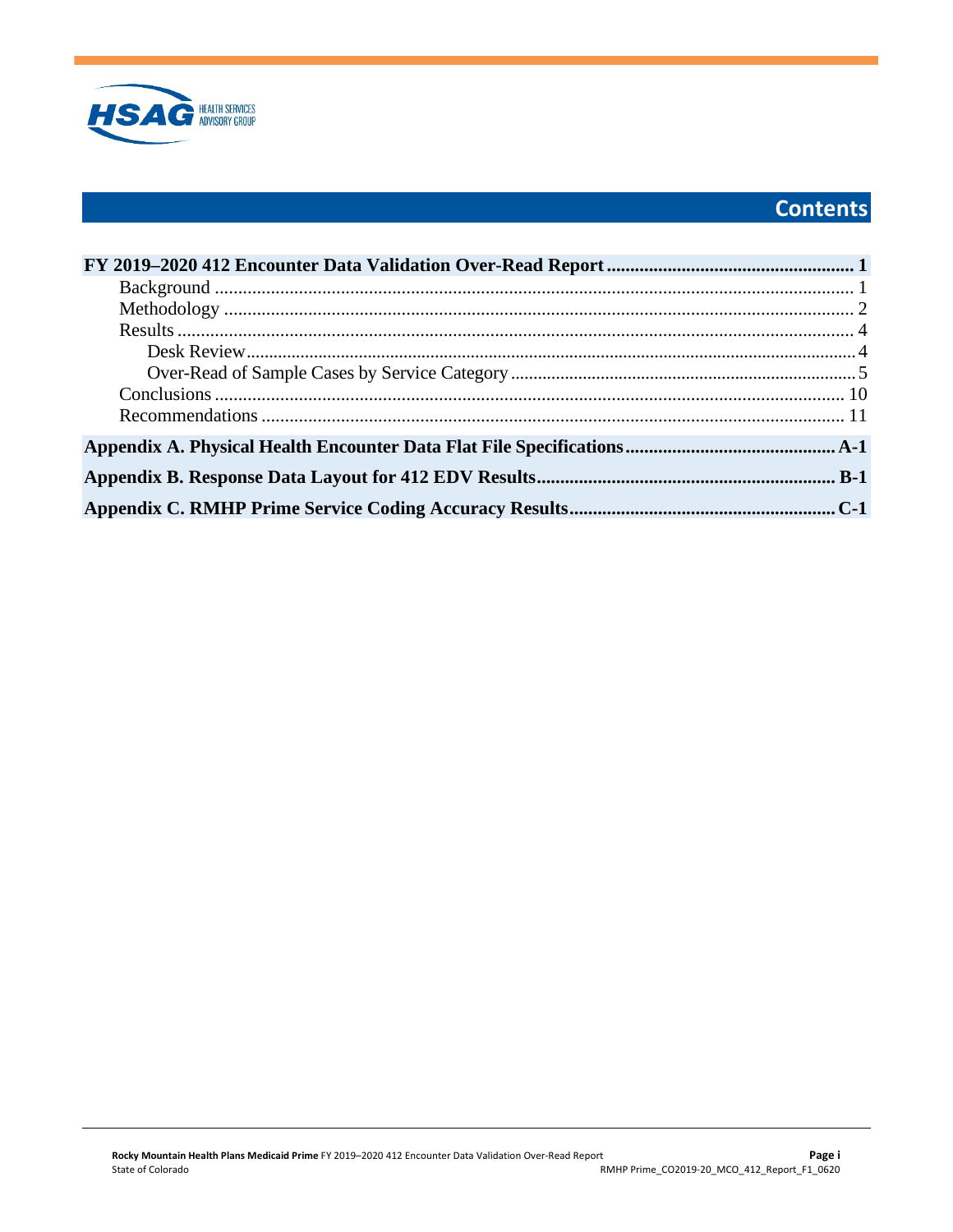# Contents

**FY 2019–2020 412 Encounter Data Validation Over-Read Report** .......... **1**

- Background .......... 1
- Methodology .......... 2
- Results .......... 4
  - Desk Review .......... 4
  - Over-Read of Sample Cases by Service Category .......... 5
- Conclusions .......... 10
- Recommendations .......... 11

**Appendix A. Physical Health Encounter Data Flat File Specifications** .......... **A-1**

**Appendix B. Response Data Layout for 412 EDV Results** .......... **B-1**

**Appendix C. RMHP Prime Service Coding Accuracy Results** .......... **C-1**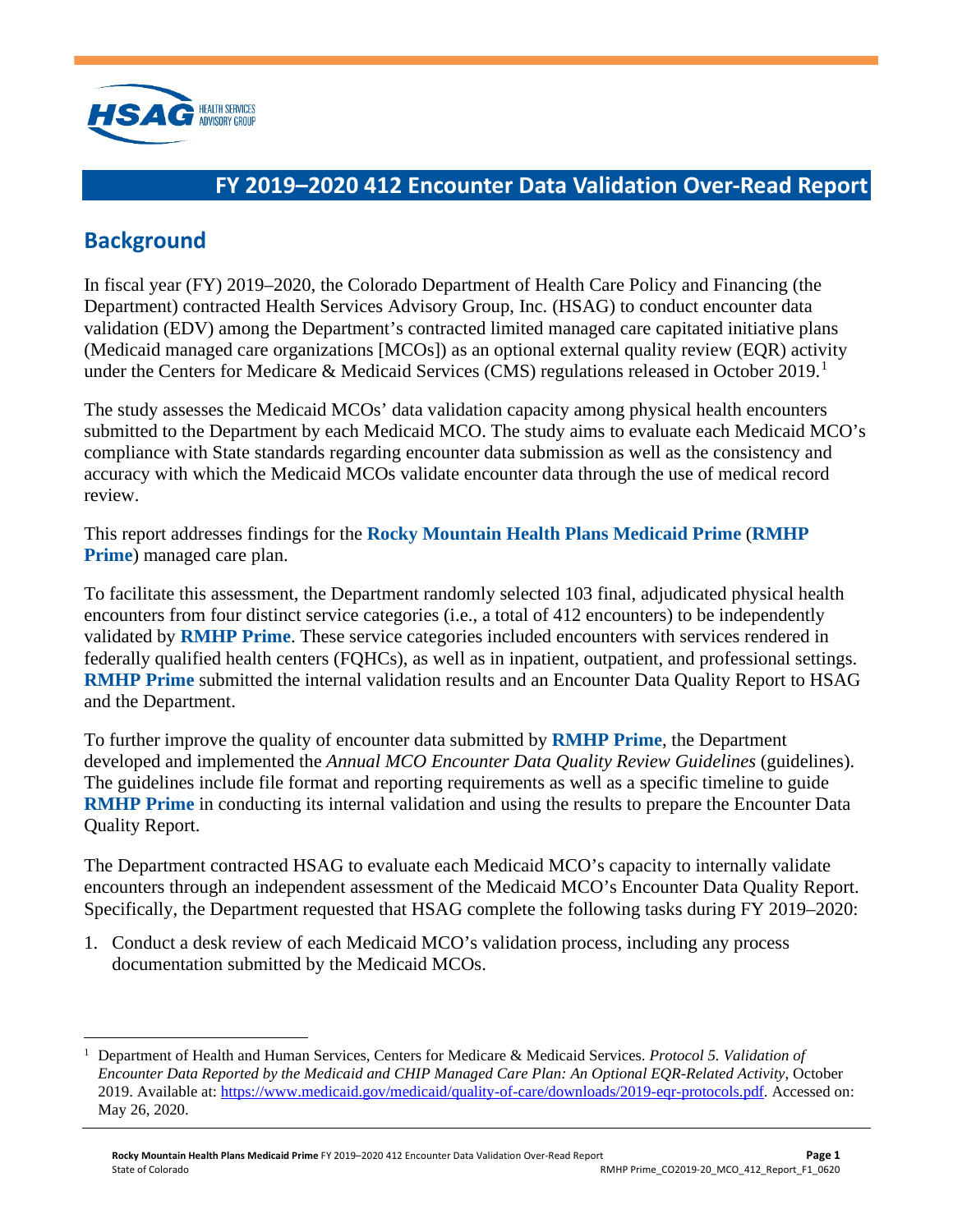# FY 2019–2020 412 Encounter Data Validation Over-Read Report

## Background

In fiscal year (FY) 2019–2020, the Colorado Department of Health Care Policy and Financing (the Department) contracted Health Services Advisory Group, Inc. (HSAG) to conduct encounter data validation (EDV) among the Department's contracted limited managed care capitated initiative plans (Medicaid managed care organizations [MCOs]) as an optional external quality review (EQR) activity under the Centers for Medicare & Medicaid Services (CMS) regulations released in October 2019.[1]

The study assesses the Medicaid MCOs' data validation capacity among physical health encounters submitted to the Department by each Medicaid MCO. The study aims to evaluate each Medicaid MCO's compliance with State standards regarding encounter data submission as well as the consistency and accuracy with which the Medicaid MCOs validate encounter data through the use of medical record review.

This report addresses findings for the **Rocky Mountain Health Plans Medicaid Prime** (**RMHP Prime**) managed care plan.

To facilitate this assessment, the Department randomly selected 103 final, adjudicated physical health encounters from four distinct service categories (i.e., a total of 412 encounters) to be independently validated by **RMHP Prime**. These service categories included encounters with services rendered in federally qualified health centers (FQHCs), as well as in inpatient, outpatient, and professional settings. **RMHP Prime** submitted the internal validation results and an Encounter Data Quality Report to HSAG and the Department.

To further improve the quality of encounter data submitted by **RMHP Prime**, the Department developed and implemented the *Annual MCO Encounter Data Quality Review Guidelines* (guidelines). The guidelines include file format and reporting requirements as well as a specific timeline to guide **RMHP Prime** in conducting its internal validation and using the results to prepare the Encounter Data Quality Report.

The Department contracted HSAG to evaluate each Medicaid MCO's capacity to internally validate encounters through an independent assessment of the Medicaid MCO's Encounter Data Quality Report. Specifically, the Department requested that HSAG complete the following tasks during FY 2019–2020:

1. Conduct a desk review of each Medicaid MCO's validation process, including any process documentation submitted by the Medicaid MCOs.

---

[1] Department of Health and Human Services, Centers for Medicare & Medicaid Services. *Protocol 5. Validation of Encounter Data Reported by the Medicaid and CHIP Managed Care Plan: An Optional EQR-Related Activity*, October 2019. Available at: https://www.medicaid.gov/medicaid/quality-of-care/downloads/2019-eqr-protocols.pdf. Accessed on: May 26, 2020.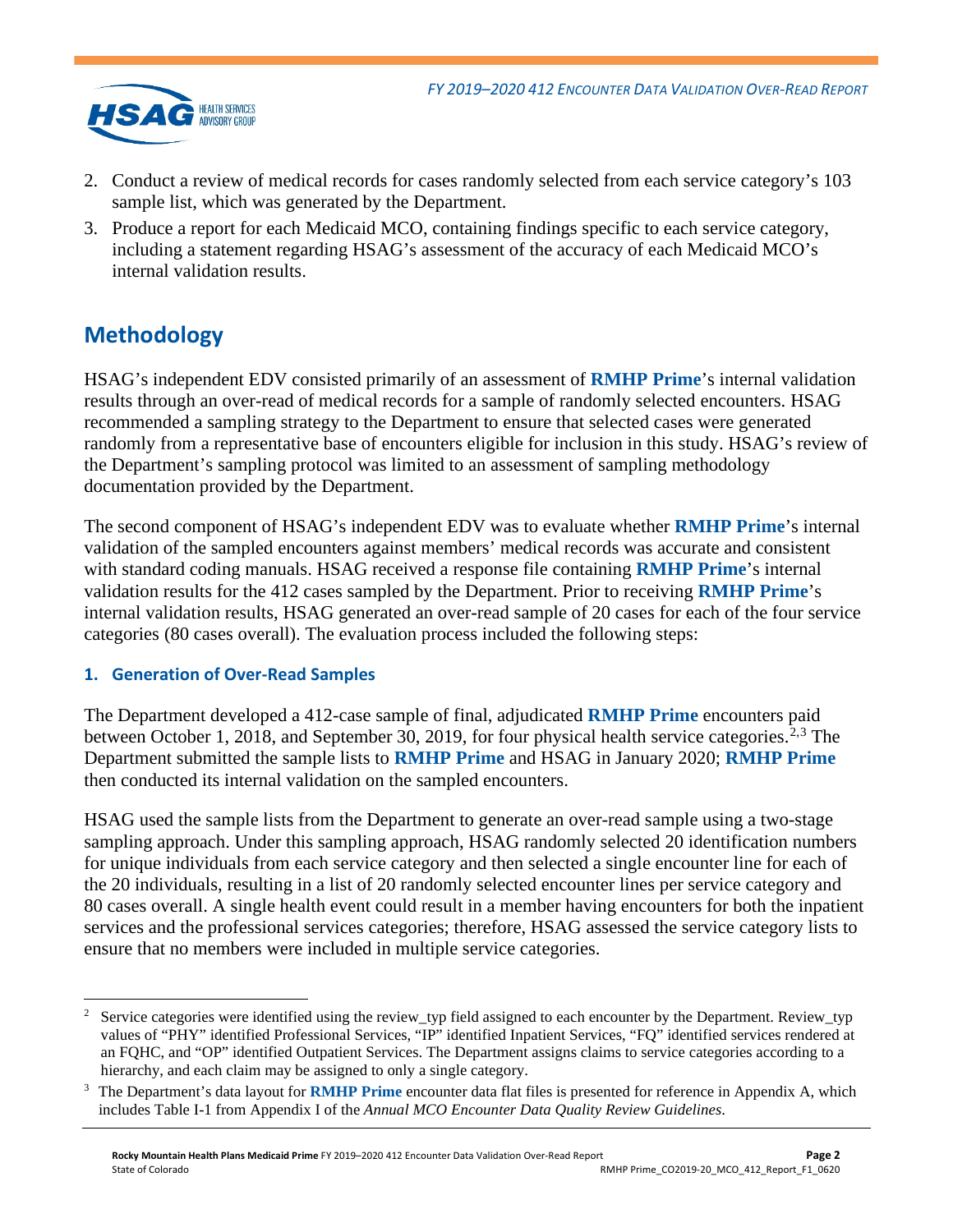2. Conduct a review of medical records for cases randomly selected from each service category's 103 sample list, which was generated by the Department.
3. Produce a report for each Medicaid MCO, containing findings specific to each service category, including a statement regarding HSAG's assessment of the accuracy of each Medicaid MCO's internal validation results.

## Methodology

HSAG's independent EDV consisted primarily of an assessment of **RMHP Prime**'s internal validation results through an over-read of medical records for a sample of randomly selected encounters. HSAG recommended a sampling strategy to the Department to ensure that selected cases were generated randomly from a representative base of encounters eligible for inclusion in this study. HSAG's review of the Department's sampling protocol was limited to an assessment of sampling methodology documentation provided by the Department.

The second component of HSAG's independent EDV was to evaluate whether **RMHP Prime**'s internal validation of the sampled encounters against members' medical records was accurate and consistent with standard coding manuals. HSAG received a response file containing **RMHP Prime**'s internal validation results for the 412 cases sampled by the Department. Prior to receiving **RMHP Prime**'s internal validation results, HSAG generated an over-read sample of 20 cases for each of the four service categories (80 cases overall). The evaluation process included the following steps:

### 1. Generation of Over-Read Samples

The Department developed a 412-case sample of final, adjudicated **RMHP Prime** encounters paid between October 1, 2018, and September 30, 2019, for four physical health service categories.[2,3] The Department submitted the sample lists to **RMHP Prime** and HSAG in January 2020; **RMHP Prime** then conducted its internal validation on the sampled encounters.

HSAG used the sample lists from the Department to generate an over-read sample using a two-stage sampling approach. Under this sampling approach, HSAG randomly selected 20 identification numbers for unique individuals from each service category and then selected a single encounter line for each of the 20 individuals, resulting in a list of 20 randomly selected encounter lines per service category and 80 cases overall. A single health event could result in a member having encounters for both the inpatient services and the professional services categories; therefore, HSAG assessed the service category lists to ensure that no members were included in multiple service categories.

---

[2] Service categories were identified using the review_typ field assigned to each encounter by the Department. Review_typ values of "PHY" identified Professional Services, "IP" identified Inpatient Services, "FQ" identified services rendered at an FQHC, and "OP" identified Outpatient Services. The Department assigns claims to service categories according to a hierarchy, and each claim may be assigned to only a single category.

[3] The Department's data layout for **RMHP Prime** encounter data flat files is presented for reference in Appendix A, which includes Table I-1 from Appendix I of the *Annual MCO Encounter Data Quality Review Guidelines*.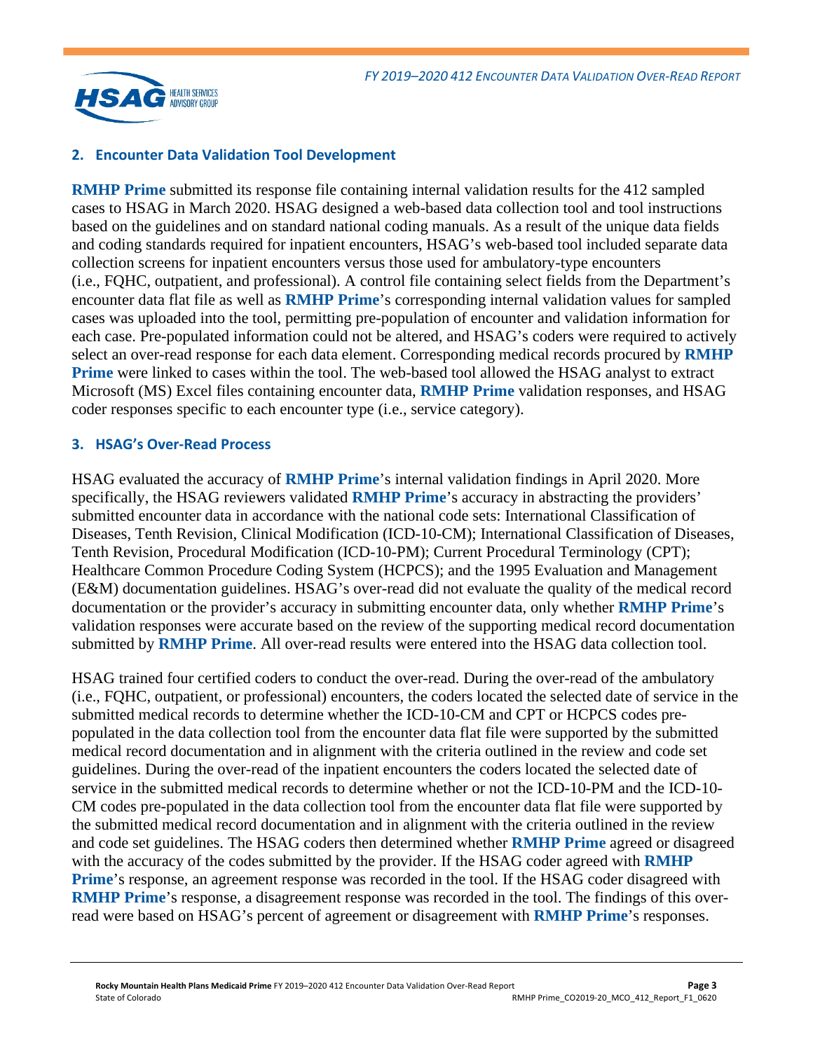## 2. Encounter Data Validation Tool Development

**RMHP Prime** submitted its response file containing internal validation results for the 412 sampled cases to HSAG in March 2020. HSAG designed a web-based data collection tool and tool instructions based on the guidelines and on standard national coding manuals. As a result of the unique data fields and coding standards required for inpatient encounters, HSAG's web-based tool included separate data collection screens for inpatient encounters versus those used for ambulatory-type encounters (i.e., FQHC, outpatient, and professional). A control file containing select fields from the Department's encounter data flat file as well as **RMHP Prime**'s corresponding internal validation values for sampled cases was uploaded into the tool, permitting pre-population of encounter and validation information for each case. Pre-populated information could not be altered, and HSAG's coders were required to actively select an over-read response for each data element. Corresponding medical records procured by **RMHP Prime** were linked to cases within the tool. The web-based tool allowed the HSAG analyst to extract Microsoft (MS) Excel files containing encounter data, **RMHP Prime** validation responses, and HSAG coder responses specific to each encounter type (i.e., service category).

## 3. HSAG's Over-Read Process

HSAG evaluated the accuracy of **RMHP Prime**'s internal validation findings in April 2020. More specifically, the HSAG reviewers validated **RMHP Prime**'s accuracy in abstracting the providers' submitted encounter data in accordance with the national code sets: International Classification of Diseases, Tenth Revision, Clinical Modification (ICD-10-CM); International Classification of Diseases, Tenth Revision, Procedural Modification (ICD-10-PM); Current Procedural Terminology (CPT); Healthcare Common Procedure Coding System (HCPCS); and the 1995 Evaluation and Management (E&M) documentation guidelines. HSAG's over-read did not evaluate the quality of the medical record documentation or the provider's accuracy in submitting encounter data, only whether **RMHP Prime**'s validation responses were accurate based on the review of the supporting medical record documentation submitted by **RMHP Prime**. All over-read results were entered into the HSAG data collection tool.

HSAG trained four certified coders to conduct the over-read. During the over-read of the ambulatory (i.e., FQHC, outpatient, or professional) encounters, the coders located the selected date of service in the submitted medical records to determine whether the ICD-10-CM and CPT or HCPCS codes pre-populated in the data collection tool from the encounter data flat file were supported by the submitted medical record documentation and in alignment with the criteria outlined in the review and code set guidelines. During the over-read of the inpatient encounters the coders located the selected date of service in the submitted medical records to determine whether or not the ICD-10-PM and the ICD-10-CM codes pre-populated in the data collection tool from the encounter data flat file were supported by the submitted medical record documentation and in alignment with the criteria outlined in the review and code set guidelines. The HSAG coders then determined whether **RMHP Prime** agreed or disagreed with the accuracy of the codes submitted by the provider. If the HSAG coder agreed with **RMHP Prime**'s response, an agreement response was recorded in the tool. If the HSAG coder disagreed with **RMHP Prime**'s response, a disagreement response was recorded in the tool. The findings of this over-read were based on HSAG's percent of agreement or disagreement with **RMHP Prime**'s responses.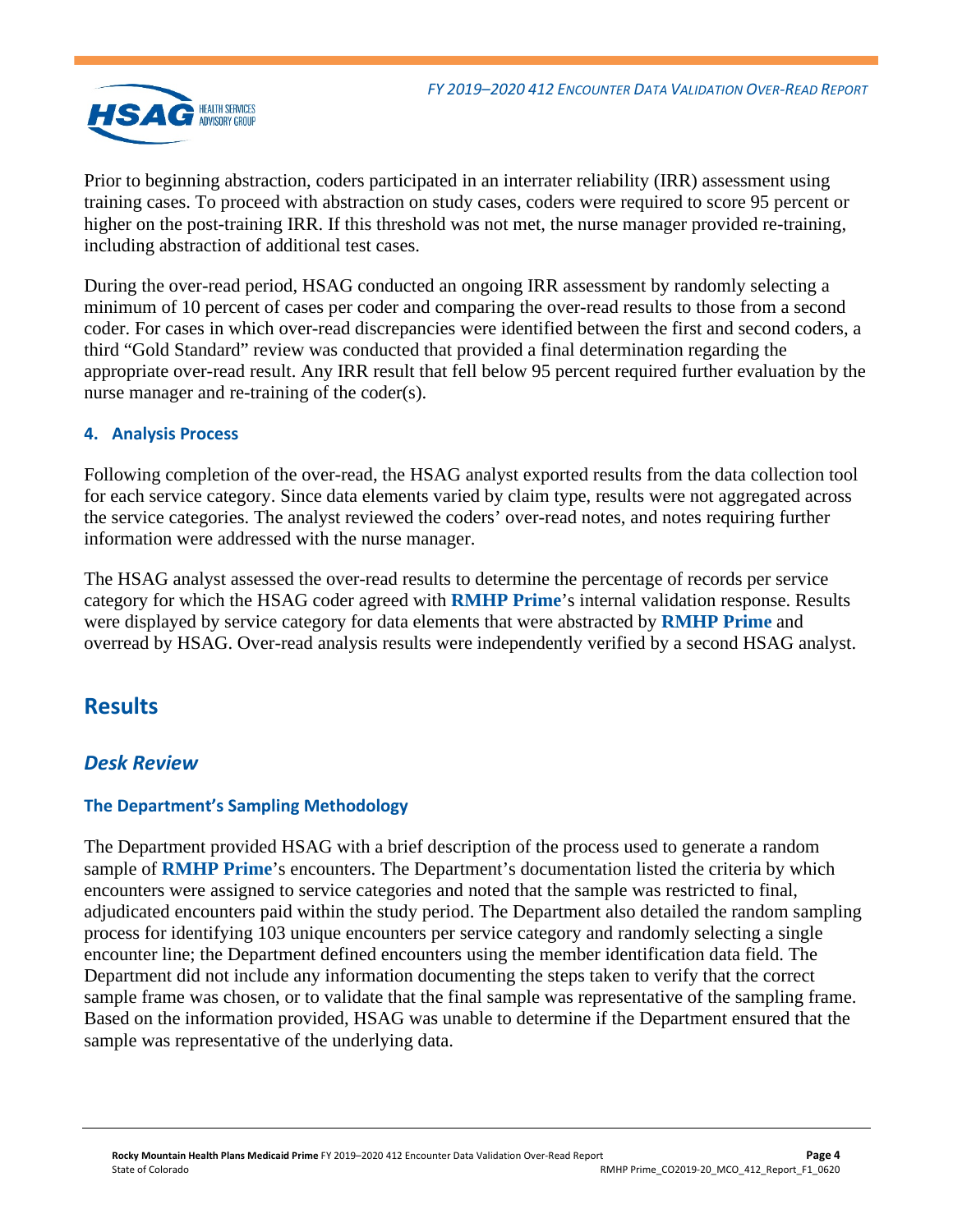Prior to beginning abstraction, coders participated in an interrater reliability (IRR) assessment using training cases. To proceed with abstraction on study cases, coders were required to score 95 percent or higher on the post-training IRR. If this threshold was not met, the nurse manager provided re-training, including abstraction of additional test cases.

During the over-read period, HSAG conducted an ongoing IRR assessment by randomly selecting a minimum of 10 percent of cases per coder and comparing the over-read results to those from a second coder. For cases in which over-read discrepancies were identified between the first and second coders, a third "Gold Standard" review was conducted that provided a final determination regarding the appropriate over-read result. Any IRR result that fell below 95 percent required further evaluation by the nurse manager and re-training of the coder(s).

#### 4. Analysis Process

Following completion of the over-read, the HSAG analyst exported results from the data collection tool for each service category. Since data elements varied by claim type, results were not aggregated across the service categories. The analyst reviewed the coders' over-read notes, and notes requiring further information were addressed with the nurse manager.

The HSAG analyst assessed the over-read results to determine the percentage of records per service category for which the HSAG coder agreed with **RMHP Prime**'s internal validation response. Results were displayed by service category for data elements that were abstracted by **RMHP Prime** and overread by HSAG. Over-read analysis results were independently verified by a second HSAG analyst.

## Results

### *Desk Review*

#### The Department's Sampling Methodology

The Department provided HSAG with a brief description of the process used to generate a random sample of **RMHP Prime**'s encounters. The Department's documentation listed the criteria by which encounters were assigned to service categories and noted that the sample was restricted to final, adjudicated encounters paid within the study period. The Department also detailed the random sampling process for identifying 103 unique encounters per service category and randomly selecting a single encounter line; the Department defined encounters using the member identification data field. The Department did not include any information documenting the steps taken to verify that the correct sample frame was chosen, or to validate that the final sample was representative of the sampling frame. Based on the information provided, HSAG was unable to determine if the Department ensured that the sample was representative of the underlying data.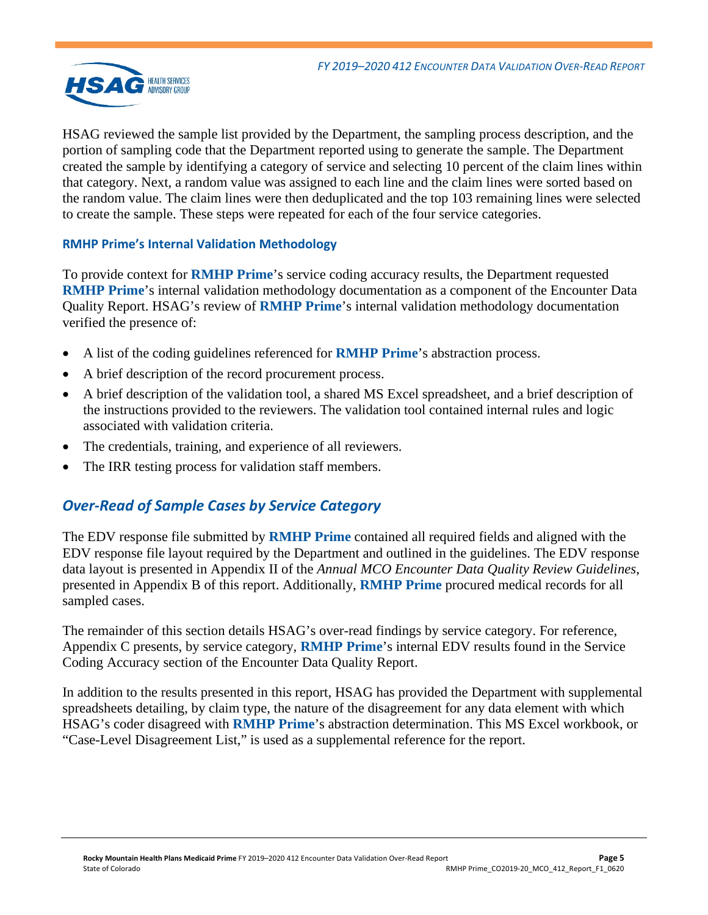HSAG reviewed the sample list provided by the Department, the sampling process description, and the portion of sampling code that the Department reported using to generate the sample. The Department created the sample by identifying a category of service and selecting 10 percent of the claim lines within that category. Next, a random value was assigned to each line and the claim lines were sorted based on the random value. The claim lines were then deduplicated and the top 103 remaining lines were selected to create the sample. These steps were repeated for each of the four service categories.

### RMHP Prime's Internal Validation Methodology

To provide context for **RMHP Prime**'s service coding accuracy results, the Department requested **RMHP Prime**'s internal validation methodology documentation as a component of the Encounter Data Quality Report. HSAG's review of **RMHP Prime**'s internal validation methodology documentation verified the presence of:

- A list of the coding guidelines referenced for **RMHP Prime**'s abstraction process.
- A brief description of the record procurement process.
- A brief description of the validation tool, a shared MS Excel spreadsheet, and a brief description of the instructions provided to the reviewers. The validation tool contained internal rules and logic associated with validation criteria.
- The credentials, training, and experience of all reviewers.
- The IRR testing process for validation staff members.

## *Over-Read of Sample Cases by Service Category*

The EDV response file submitted by **RMHP Prime** contained all required fields and aligned with the EDV response file layout required by the Department and outlined in the guidelines. The EDV response data layout is presented in Appendix II of the *Annual MCO Encounter Data Quality Review Guidelines*, presented in Appendix B of this report. Additionally, **RMHP Prime** procured medical records for all sampled cases.

The remainder of this section details HSAG's over-read findings by service category. For reference, Appendix C presents, by service category, **RMHP Prime**'s internal EDV results found in the Service Coding Accuracy section of the Encounter Data Quality Report.

In addition to the results presented in this report, HSAG has provided the Department with supplemental spreadsheets detailing, by claim type, the nature of the disagreement for any data element with which HSAG's coder disagreed with **RMHP Prime**'s abstraction determination. This MS Excel workbook, or "Case-Level Disagreement List," is used as a supplemental reference for the report.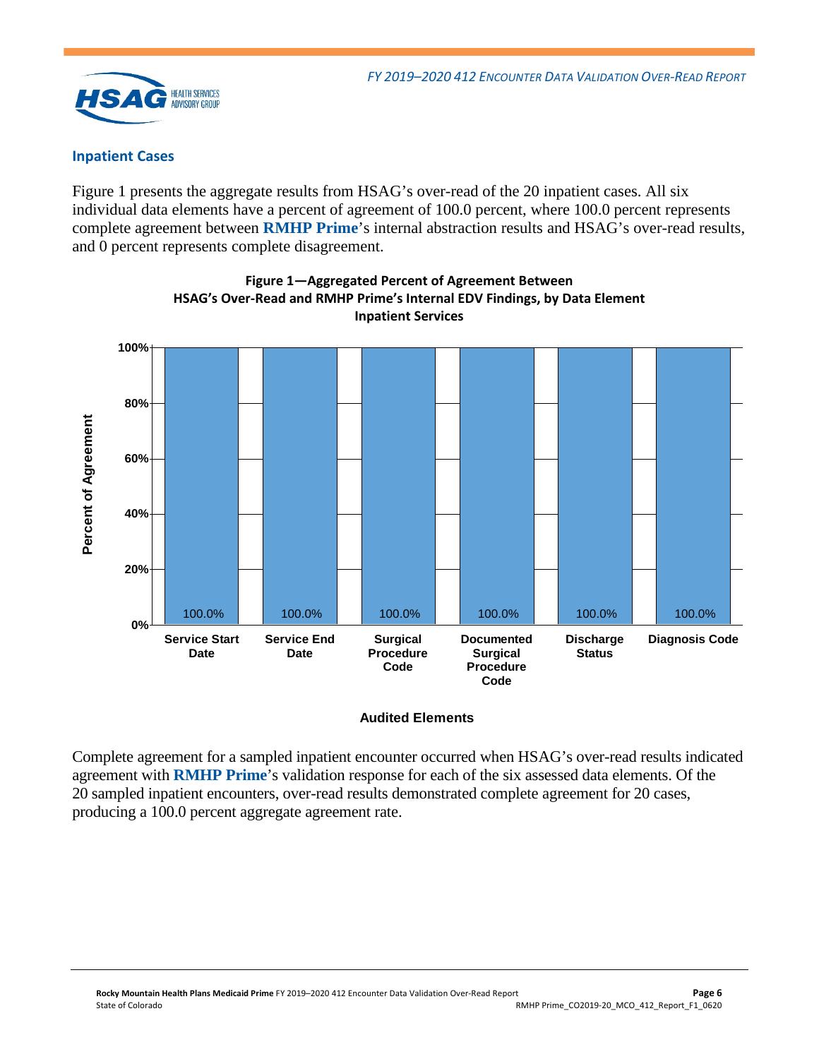### Inpatient Cases

Figure 1 presents the aggregate results from HSAG's over-read of the 20 inpatient cases. All six individual data elements have a percent of agreement of 100.0 percent, where 100.0 percent represents complete agreement between **RMHP Prime**'s internal abstraction results and HSAG's over-read results, and 0 percent represents complete disagreement.

**Figure 1—Aggregated Percent of Agreement Between HSAG's Over-Read and RMHP Prime's Internal EDV Findings, by Data Element Inpatient Services**

| Audited Elements | Percent of Agreement |
|---|---|
| Service Start Date | 100.0% |
| Service End Date | 100.0% |
| Surgical Procedure Code | 100.0% |
| Documented Surgical Procedure Code | 100.0% |
| Discharge Status | 100.0% |
| Diagnosis Code | 100.0% |

Complete agreement for a sampled inpatient encounter occurred when HSAG's over-read results indicated agreement with **RMHP Prime**'s validation response for each of the six assessed data elements. Of the 20 sampled inpatient encounters, over-read results demonstrated complete agreement for 20 cases, producing a 100.0 percent aggregate agreement rate.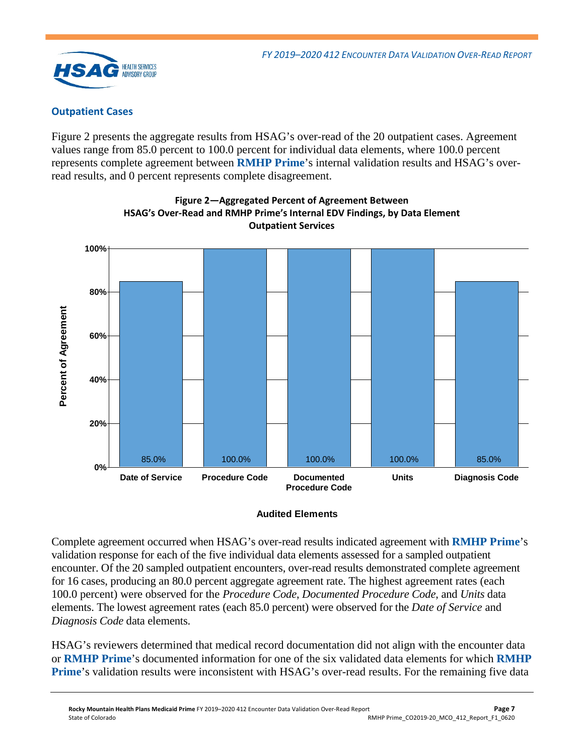### Outpatient Cases

Figure 2 presents the aggregate results from HSAG's over-read of the 20 outpatient cases. Agreement values range from 85.0 percent to 100.0 percent for individual data elements, where 100.0 percent represents complete agreement between **RMHP Prime**'s internal validation results and HSAG's over-read results, and 0 percent represents complete disagreement.

**Figure 2—Aggregated Percent of Agreement Between HSAG's Over-Read and RMHP Prime's Internal EDV Findings, by Data Element Outpatient Services**

| Audited Elements | Percent of Agreement |
|---|---|
| Date of Service | 85.0% |
| Procedure Code | 100.0% |
| Documented Procedure Code | 100.0% |
| Units | 100.0% |
| Diagnosis Code | 85.0% |

Complete agreement occurred when HSAG's over-read results indicated agreement with **RMHP Prime**'s validation response for each of the five individual data elements assessed for a sampled outpatient encounter. Of the 20 sampled outpatient encounters, over-read results demonstrated complete agreement for 16 cases, producing an 80.0 percent aggregate agreement rate. The highest agreement rates (each 100.0 percent) were observed for the *Procedure Code*, *Documented Procedure Code*, and *Units* data elements. The lowest agreement rates (each 85.0 percent) were observed for the *Date of Service* and *Diagnosis Code* data elements.

HSAG's reviewers determined that medical record documentation did not align with the encounter data or **RMHP Prime**'s documented information for one of the six validated data elements for which **RMHP Prime**'s validation results were inconsistent with HSAG's over-read results. For the remaining five data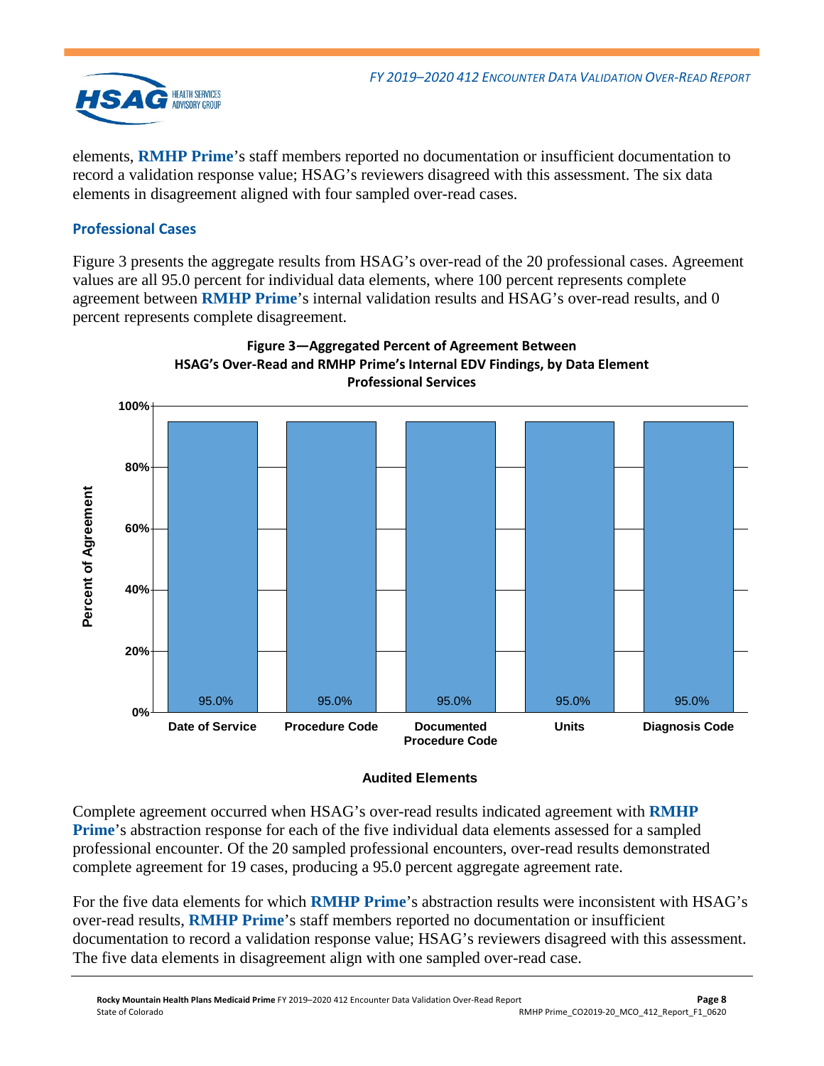elements, **RMHP Prime**'s staff members reported no documentation or insufficient documentation to record a validation response value; HSAG's reviewers disagreed with this assessment. The six data elements in disagreement aligned with four sampled over-read cases.

### Professional Cases

Figure 3 presents the aggregate results from HSAG's over-read of the 20 professional cases. Agreement values are all 95.0 percent for individual data elements, where 100 percent represents complete agreement between **RMHP Prime**'s internal validation results and HSAG's over-read results, and 0 percent represents complete disagreement.

**Figure 3—Aggregated Percent of Agreement Between HSAG's Over-Read and RMHP Prime's Internal EDV Findings, by Data Element Professional Services**

| Audited Elements | Percent of Agreement |
|---|---|
| Date of Service | 95.0% |
| Procedure Code | 95.0% |
| Documented Procedure Code | 95.0% |
| Units | 95.0% |
| Diagnosis Code | 95.0% |

Complete agreement occurred when HSAG's over-read results indicated agreement with **RMHP Prime**'s abstraction response for each of the five individual data elements assessed for a sampled professional encounter. Of the 20 sampled professional encounters, over-read results demonstrated complete agreement for 19 cases, producing a 95.0 percent aggregate agreement rate.

For the five data elements for which **RMHP Prime**'s abstraction results were inconsistent with HSAG's over-read results, **RMHP Prime**'s staff members reported no documentation or insufficient documentation to record a validation response value; HSAG's reviewers disagreed with this assessment. The five data elements in disagreement align with one sampled over-read case.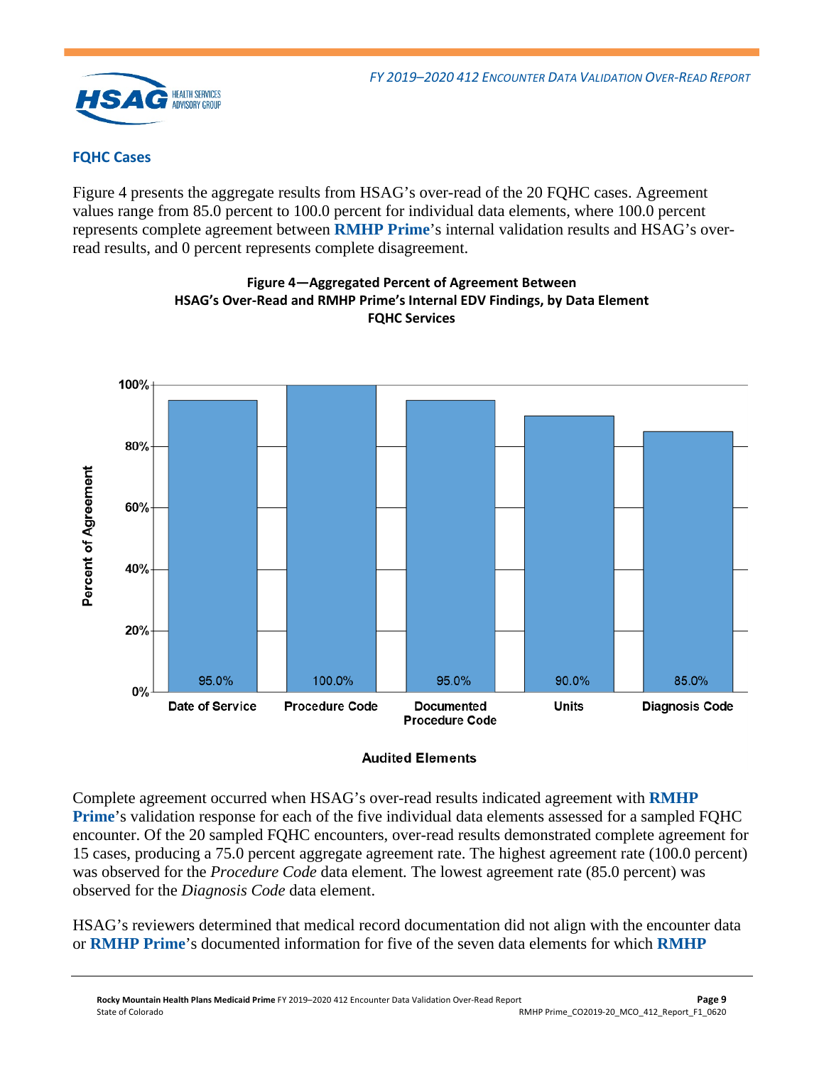### FQHC Cases

Figure 4 presents the aggregate results from HSAG's over-read of the 20 FQHC cases. Agreement values range from 85.0 percent to 100.0 percent for individual data elements, where 100.0 percent represents complete agreement between **RMHP Prime**'s internal validation results and HSAG's over-read results, and 0 percent represents complete disagreement.

**Figure 4—Aggregated Percent of Agreement Between HSAG's Over-Read and RMHP Prime's Internal EDV Findings, by Data Element FQHC Services**

| Audited Elements | Percent of Agreement |
|---|---|
| Date of Service | 95.0% |
| Procedure Code | 100.0% |
| Documented Procedure Code | 95.0% |
| Units | 90.0% |
| Diagnosis Code | 85.0% |

Complete agreement occurred when HSAG's over-read results indicated agreement with **RMHP Prime**'s validation response for each of the five individual data elements assessed for a sampled FQHC encounter. Of the 20 sampled FQHC encounters, over-read results demonstrated complete agreement for 15 cases, producing a 75.0 percent aggregate agreement rate. The highest agreement rate (100.0 percent) was observed for the *Procedure Code* data element. The lowest agreement rate (85.0 percent) was observed for the *Diagnosis Code* data element.

HSAG's reviewers determined that medical record documentation did not align with the encounter data or **RMHP Prime**'s documented information for five of the seven data elements for which **RMHP**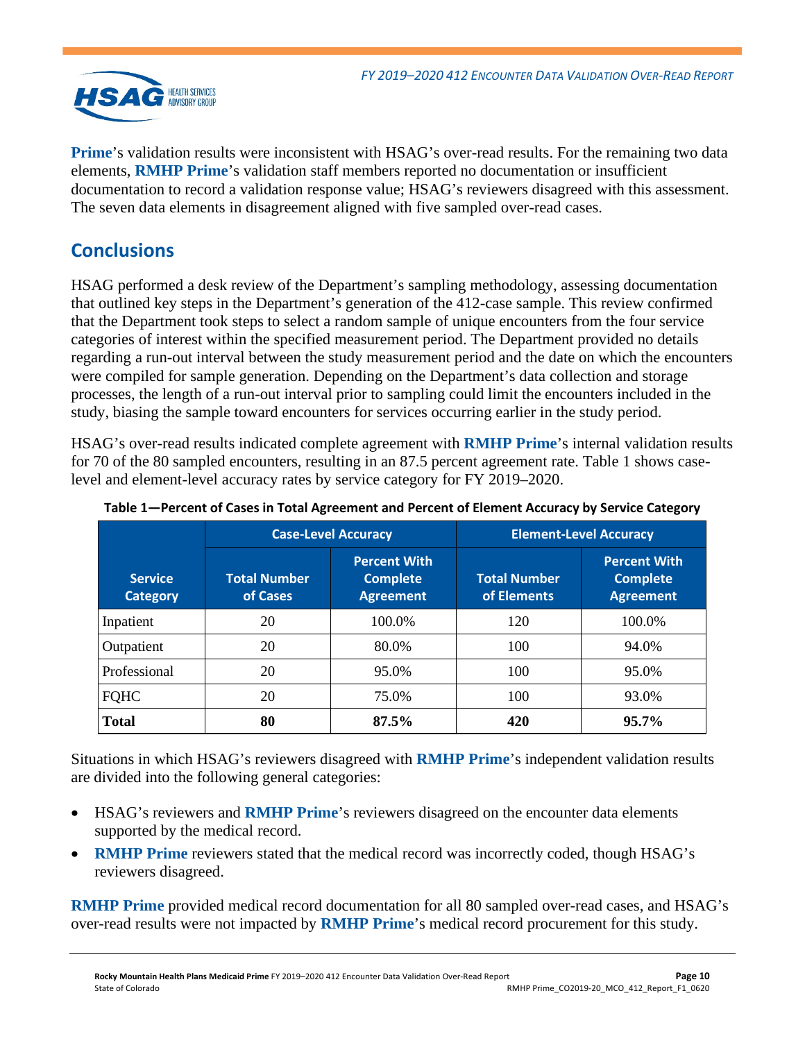**Prime**'s validation results were inconsistent with HSAG's over-read results. For the remaining two data elements, **RMHP Prime**'s validation staff members reported no documentation or insufficient documentation to record a validation response value; HSAG's reviewers disagreed with this assessment. The seven data elements in disagreement aligned with five sampled over-read cases.

## Conclusions

HSAG performed a desk review of the Department's sampling methodology, assessing documentation that outlined key steps in the Department's generation of the 412-case sample. This review confirmed that the Department took steps to select a random sample of unique encounters from the four service categories of interest within the specified measurement period. The Department provided no details regarding a run-out interval between the study measurement period and the date on which the encounters were compiled for sample generation. Depending on the Department's data collection and storage processes, the length of a run-out interval prior to sampling could limit the encounters included in the study, biasing the sample toward encounters for services occurring earlier in the study period.

HSAG's over-read results indicated complete agreement with **RMHP Prime**'s internal validation results for 70 of the 80 sampled encounters, resulting in an 87.5 percent agreement rate. Table 1 shows case-level and element-level accuracy rates by service category for FY 2019–2020.

**Table 1—Percent of Cases in Total Agreement and Percent of Element Accuracy by Service Category**

| Service Category | Case-Level Accuracy | | Element-Level Accuracy | |
|---|---|---|---|---|
| | Total Number of Cases | Percent With Complete Agreement | Total Number of Elements | Percent With Complete Agreement |
| Inpatient | 20 | 100.0% | 120 | 100.0% |
| Outpatient | 20 | 80.0% | 100 | 94.0% |
| Professional | 20 | 95.0% | 100 | 95.0% |
| FQHC | 20 | 75.0% | 100 | 93.0% |
| **Total** | **80** | **87.5%** | **420** | **95.7%** |

Situations in which HSAG's reviewers disagreed with **RMHP Prime**'s independent validation results are divided into the following general categories:

- HSAG's reviewers and **RMHP Prime**'s reviewers disagreed on the encounter data elements supported by the medical record.
- **RMHP Prime** reviewers stated that the medical record was incorrectly coded, though HSAG's reviewers disagreed.

**RMHP Prime** provided medical record documentation for all 80 sampled over-read cases, and HSAG's over-read results were not impacted by **RMHP Prime**'s medical record procurement for this study.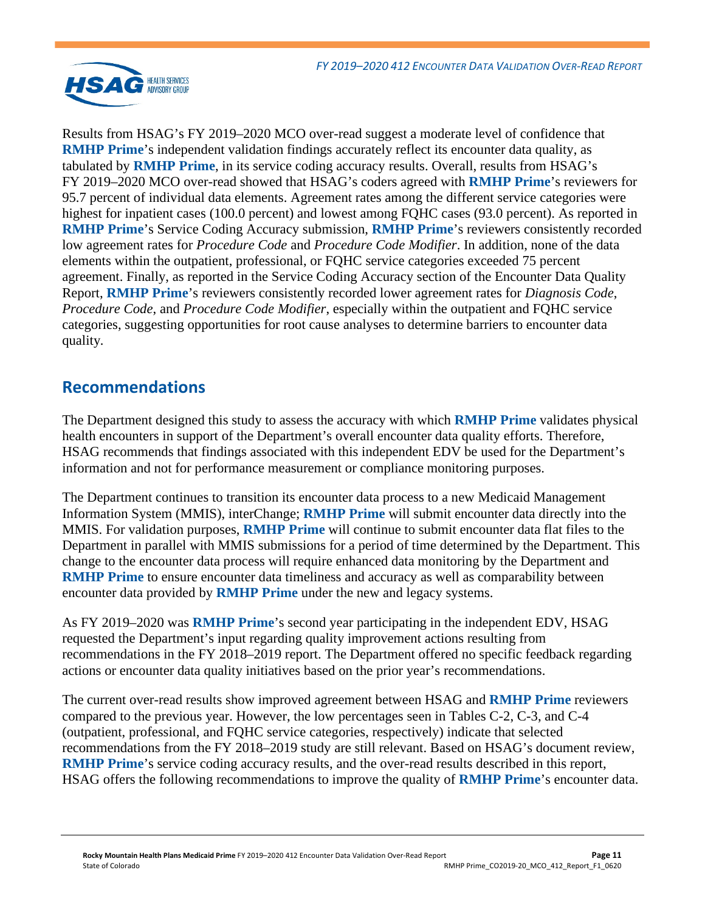Results from HSAG's FY 2019–2020 MCO over-read suggest a moderate level of confidence that **RMHP Prime**'s independent validation findings accurately reflect its encounter data quality, as tabulated by **RMHP Prime**, in its service coding accuracy results. Overall, results from HSAG's FY 2019–2020 MCO over-read showed that HSAG's coders agreed with **RMHP Prime**'s reviewers for 95.7 percent of individual data elements. Agreement rates among the different service categories were highest for inpatient cases (100.0 percent) and lowest among FQHC cases (93.0 percent). As reported in **RMHP Prime**'s Service Coding Accuracy submission, **RMHP Prime**'s reviewers consistently recorded low agreement rates for *Procedure Code* and *Procedure Code Modifier*. In addition, none of the data elements within the outpatient, professional, or FQHC service categories exceeded 75 percent agreement. Finally, as reported in the Service Coding Accuracy section of the Encounter Data Quality Report, **RMHP Prime**'s reviewers consistently recorded lower agreement rates for *Diagnosis Code*, *Procedure Code*, and *Procedure Code Modifier*, especially within the outpatient and FQHC service categories, suggesting opportunities for root cause analyses to determine barriers to encounter data quality.

## Recommendations

The Department designed this study to assess the accuracy with which **RMHP Prime** validates physical health encounters in support of the Department's overall encounter data quality efforts. Therefore, HSAG recommends that findings associated with this independent EDV be used for the Department's information and not for performance measurement or compliance monitoring purposes.

The Department continues to transition its encounter data process to a new Medicaid Management Information System (MMIS), interChange; **RMHP Prime** will submit encounter data directly into the MMIS. For validation purposes, **RMHP Prime** will continue to submit encounter data flat files to the Department in parallel with MMIS submissions for a period of time determined by the Department. This change to the encounter data process will require enhanced data monitoring by the Department and **RMHP Prime** to ensure encounter data timeliness and accuracy as well as comparability between encounter data provided by **RMHP Prime** under the new and legacy systems.

As FY 2019–2020 was **RMHP Prime**'s second year participating in the independent EDV, HSAG requested the Department's input regarding quality improvement actions resulting from recommendations in the FY 2018–2019 report. The Department offered no specific feedback regarding actions or encounter data quality initiatives based on the prior year's recommendations.

The current over-read results show improved agreement between HSAG and **RMHP Prime** reviewers compared to the previous year. However, the low percentages seen in Tables C-2, C-3, and C-4 (outpatient, professional, and FQHC service categories, respectively) indicate that selected recommendations from the FY 2018–2019 study are still relevant. Based on HSAG's document review, **RMHP Prime**'s service coding accuracy results, and the over-read results described in this report, HSAG offers the following recommendations to improve the quality of **RMHP Prime**'s encounter data.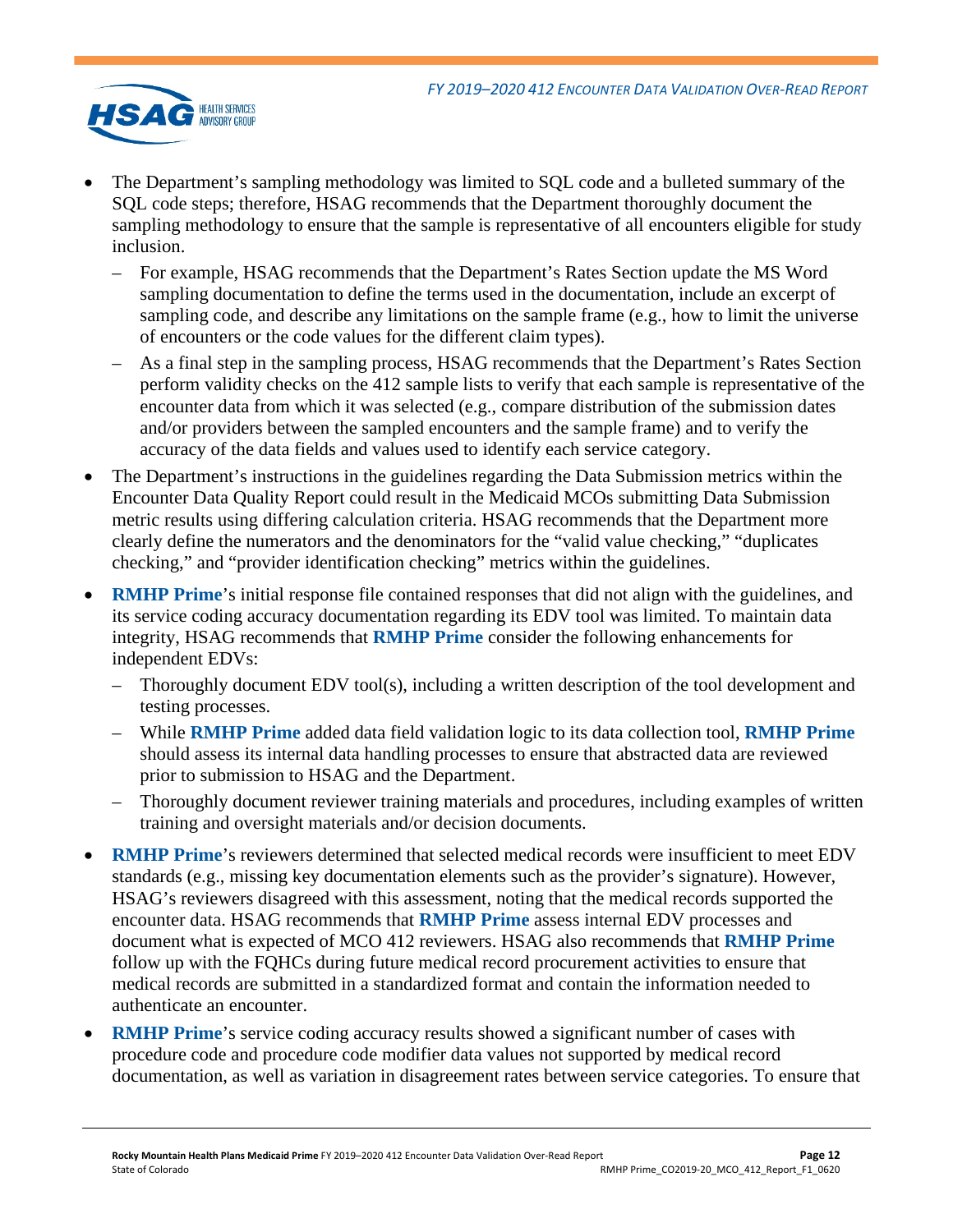- The Department's sampling methodology was limited to SQL code and a bulleted summary of the SQL code steps; therefore, HSAG recommends that the Department thoroughly document the sampling methodology to ensure that the sample is representative of all encounters eligible for study inclusion.
  - For example, HSAG recommends that the Department's Rates Section update the MS Word sampling documentation to define the terms used in the documentation, include an excerpt of sampling code, and describe any limitations on the sample frame (e.g., how to limit the universe of encounters or the code values for the different claim types).
  - As a final step in the sampling process, HSAG recommends that the Department's Rates Section perform validity checks on the 412 sample lists to verify that each sample is representative of the encounter data from which it was selected (e.g., compare distribution of the submission dates and/or providers between the sampled encounters and the sample frame) and to verify the accuracy of the data fields and values used to identify each service category.
- The Department's instructions in the guidelines regarding the Data Submission metrics within the Encounter Data Quality Report could result in the Medicaid MCOs submitting Data Submission metric results using differing calculation criteria. HSAG recommends that the Department more clearly define the numerators and the denominators for the "valid value checking," "duplicates checking," and "provider identification checking" metrics within the guidelines.
- **RMHP Prime**'s initial response file contained responses that did not align with the guidelines, and its service coding accuracy documentation regarding its EDV tool was limited. To maintain data integrity, HSAG recommends that **RMHP Prime** consider the following enhancements for independent EDVs:
  - Thoroughly document EDV tool(s), including a written description of the tool development and testing processes.
  - While **RMHP Prime** added data field validation logic to its data collection tool, **RMHP Prime** should assess its internal data handling processes to ensure that abstracted data are reviewed prior to submission to HSAG and the Department.
  - Thoroughly document reviewer training materials and procedures, including examples of written training and oversight materials and/or decision documents.
- **RMHP Prime**'s reviewers determined that selected medical records were insufficient to meet EDV standards (e.g., missing key documentation elements such as the provider's signature). However, HSAG's reviewers disagreed with this assessment, noting that the medical records supported the encounter data. HSAG recommends that **RMHP Prime** assess internal EDV processes and document what is expected of MCO 412 reviewers. HSAG also recommends that **RMHP Prime** follow up with the FQHCs during future medical record procurement activities to ensure that medical records are submitted in a standardized format and contain the information needed to authenticate an encounter.
- **RMHP Prime**'s service coding accuracy results showed a significant number of cases with procedure code and procedure code modifier data values not supported by medical record documentation, as well as variation in disagreement rates between service categories. To ensure that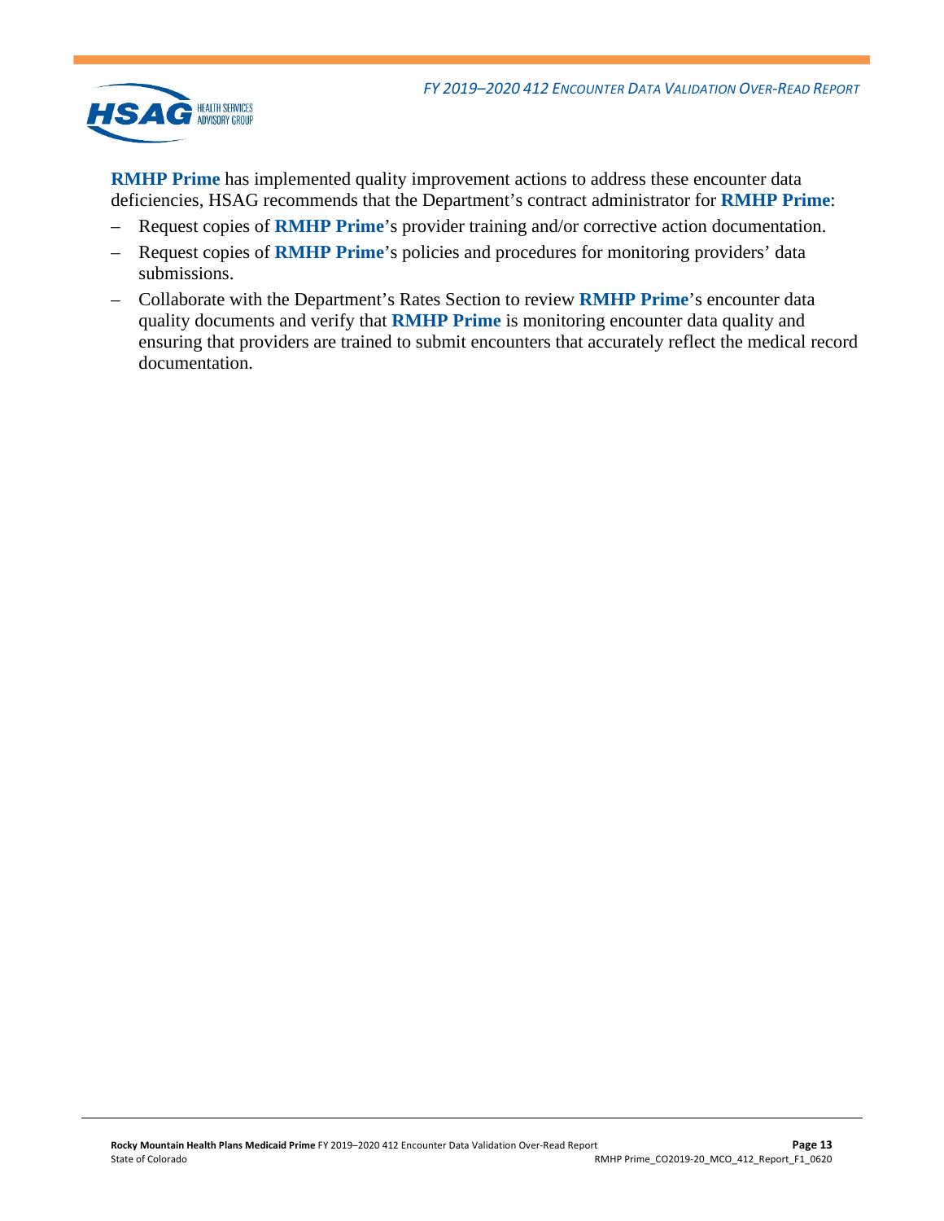**RMHP Prime** has implemented quality improvement actions to address these encounter data deficiencies, HSAG recommends that the Department's contract administrator for **RMHP Prime**:

- Request copies of **RMHP Prime**'s provider training and/or corrective action documentation.
- Request copies of **RMHP Prime**'s policies and procedures for monitoring providers' data submissions.
- Collaborate with the Department's Rates Section to review **RMHP Prime**'s encounter data quality documents and verify that **RMHP Prime** is monitoring encounter data quality and ensuring that providers are trained to submit encounters that accurately reflect the medical record documentation.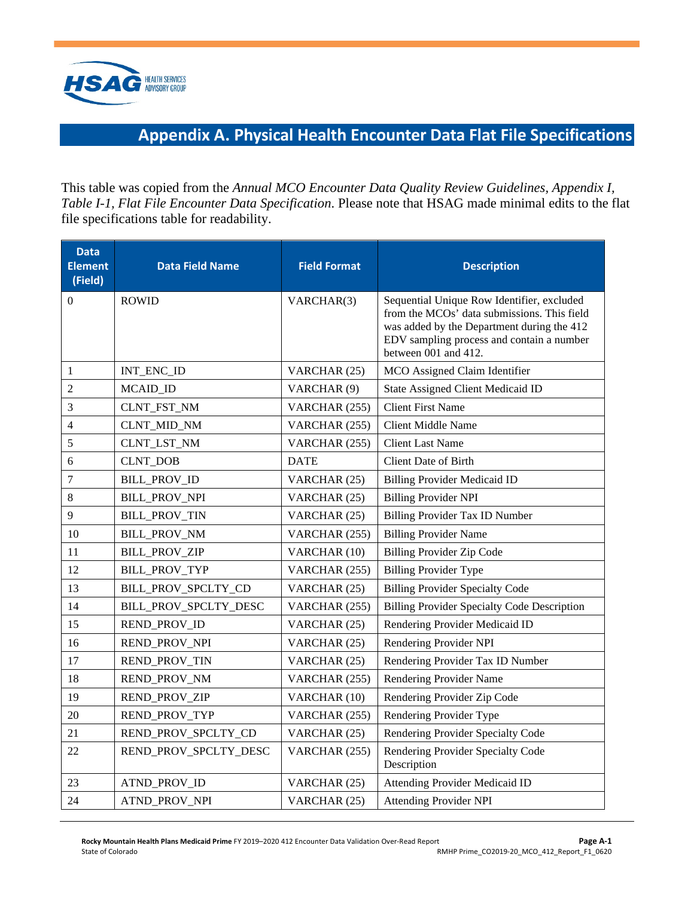## Appendix A. Physical Health Encounter Data Flat File Specifications

This table was copied from the *Annual MCO Encounter Data Quality Review Guidelines*, *Appendix I, Table I-1, Flat File Encounter Data Specification*. Please note that HSAG made minimal edits to the flat file specifications table for readability.

| Data Element (Field) | Data Field Name | Field Format | Description |
|---|---|---|---|
| 0 | ROWID | VARCHAR(3) | Sequential Unique Row Identifier, excluded from the MCOs' data submissions. This field was added by the Department during the 412 EDV sampling process and contain a number between 001 and 412. |
| 1 | INT_ENC_ID | VARCHAR (25) | MCO Assigned Claim Identifier |
| 2 | MCAID_ID | VARCHAR (9) | State Assigned Client Medicaid ID |
| 3 | CLNT_FST_NM | VARCHAR (255) | Client First Name |
| 4 | CLNT_MID_NM | VARCHAR (255) | Client Middle Name |
| 5 | CLNT_LST_NM | VARCHAR (255) | Client Last Name |
| 6 | CLNT_DOB | DATE | Client Date of Birth |
| 7 | BILL_PROV_ID | VARCHAR (25) | Billing Provider Medicaid ID |
| 8 | BILL_PROV_NPI | VARCHAR (25) | Billing Provider NPI |
| 9 | BILL_PROV_TIN | VARCHAR (25) | Billing Provider Tax ID Number |
| 10 | BILL_PROV_NM | VARCHAR (255) | Billing Provider Name |
| 11 | BILL_PROV_ZIP | VARCHAR (10) | Billing Provider Zip Code |
| 12 | BILL_PROV_TYP | VARCHAR (255) | Billing Provider Type |
| 13 | BILL_PROV_SPCLTY_CD | VARCHAR (25) | Billing Provider Specialty Code |
| 14 | BILL_PROV_SPCLTY_DESC | VARCHAR (255) | Billing Provider Specialty Code Description |
| 15 | REND_PROV_ID | VARCHAR (25) | Rendering Provider Medicaid ID |
| 16 | REND_PROV_NPI | VARCHAR (25) | Rendering Provider NPI |
| 17 | REND_PROV_TIN | VARCHAR (25) | Rendering Provider Tax ID Number |
| 18 | REND_PROV_NM | VARCHAR (255) | Rendering Provider Name |
| 19 | REND_PROV_ZIP | VARCHAR (10) | Rendering Provider Zip Code |
| 20 | REND_PROV_TYP | VARCHAR (255) | Rendering Provider Type |
| 21 | REND_PROV_SPCLTY_CD | VARCHAR (25) | Rendering Provider Specialty Code |
| 22 | REND_PROV_SPCLTY_DESC | VARCHAR (255) | Rendering Provider Specialty Code Description |
| 23 | ATND_PROV_ID | VARCHAR (25) | Attending Provider Medicaid ID |
| 24 | ATND_PROV_NPI | VARCHAR (25) | Attending Provider NPI |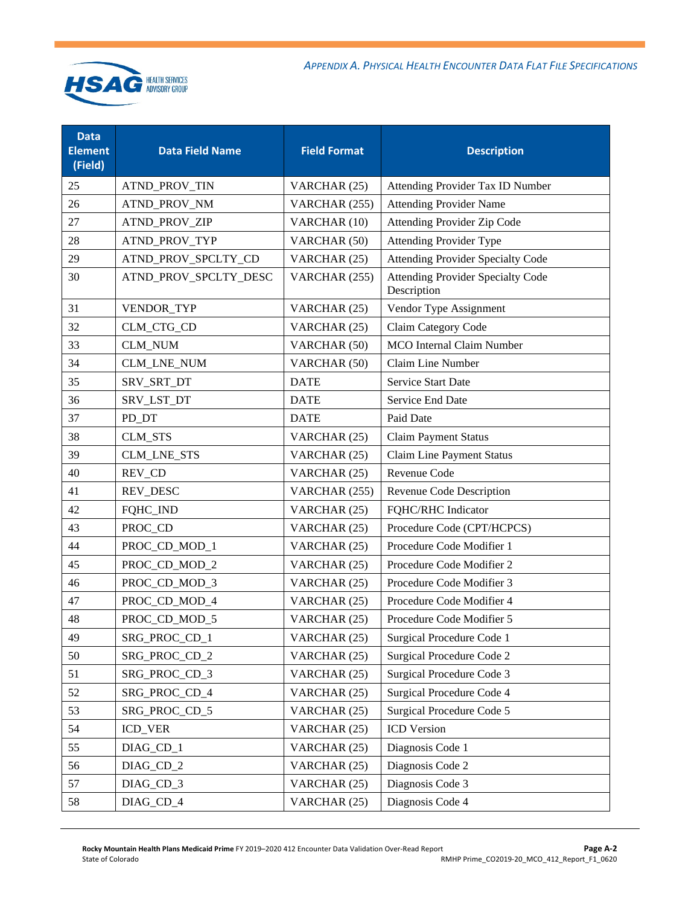| Data Element (Field) | Data Field Name | Field Format | Description |
|---|---|---|---|
| 25 | ATND_PROV_TIN | VARCHAR (25) | Attending Provider Tax ID Number |
| 26 | ATND_PROV_NM | VARCHAR (255) | Attending Provider Name |
| 27 | ATND_PROV_ZIP | VARCHAR (10) | Attending Provider Zip Code |
| 28 | ATND_PROV_TYP | VARCHAR (50) | Attending Provider Type |
| 29 | ATND_PROV_SPCLTY_CD | VARCHAR (25) | Attending Provider Specialty Code |
| 30 | ATND_PROV_SPCLTY_DESC | VARCHAR (255) | Attending Provider Specialty Code Description |
| 31 | VENDOR_TYP | VARCHAR (25) | Vendor Type Assignment |
| 32 | CLM_CTG_CD | VARCHAR (25) | Claim Category Code |
| 33 | CLM_NUM | VARCHAR (50) | MCO Internal Claim Number |
| 34 | CLM_LNE_NUM | VARCHAR (50) | Claim Line Number |
| 35 | SRV_SRT_DT | DATE | Service Start Date |
| 36 | SRV_LST_DT | DATE | Service End Date |
| 37 | PD_DT | DATE | Paid Date |
| 38 | CLM_STS | VARCHAR (25) | Claim Payment Status |
| 39 | CLM_LNE_STS | VARCHAR (25) | Claim Line Payment Status |
| 40 | REV_CD | VARCHAR (25) | Revenue Code |
| 41 | REV_DESC | VARCHAR (255) | Revenue Code Description |
| 42 | FQHC_IND | VARCHAR (25) | FQHC/RHC Indicator |
| 43 | PROC_CD | VARCHAR (25) | Procedure Code (CPT/HCPCS) |
| 44 | PROC_CD_MOD_1 | VARCHAR (25) | Procedure Code Modifier 1 |
| 45 | PROC_CD_MOD_2 | VARCHAR (25) | Procedure Code Modifier 2 |
| 46 | PROC_CD_MOD_3 | VARCHAR (25) | Procedure Code Modifier 3 |
| 47 | PROC_CD_MOD_4 | VARCHAR (25) | Procedure Code Modifier 4 |
| 48 | PROC_CD_MOD_5 | VARCHAR (25) | Procedure Code Modifier 5 |
| 49 | SRG_PROC_CD_1 | VARCHAR (25) | Surgical Procedure Code 1 |
| 50 | SRG_PROC_CD_2 | VARCHAR (25) | Surgical Procedure Code 2 |
| 51 | SRG_PROC_CD_3 | VARCHAR (25) | Surgical Procedure Code 3 |
| 52 | SRG_PROC_CD_4 | VARCHAR (25) | Surgical Procedure Code 4 |
| 53 | SRG_PROC_CD_5 | VARCHAR (25) | Surgical Procedure Code 5 |
| 54 | ICD_VER | VARCHAR (25) | ICD Version |
| 55 | DIAG_CD_1 | VARCHAR (25) | Diagnosis Code 1 |
| 56 | DIAG_CD_2 | VARCHAR (25) | Diagnosis Code 2 |
| 57 | DIAG_CD_3 | VARCHAR (25) | Diagnosis Code 3 |
| 58 | DIAG_CD_4 | VARCHAR (25) | Diagnosis Code 4 |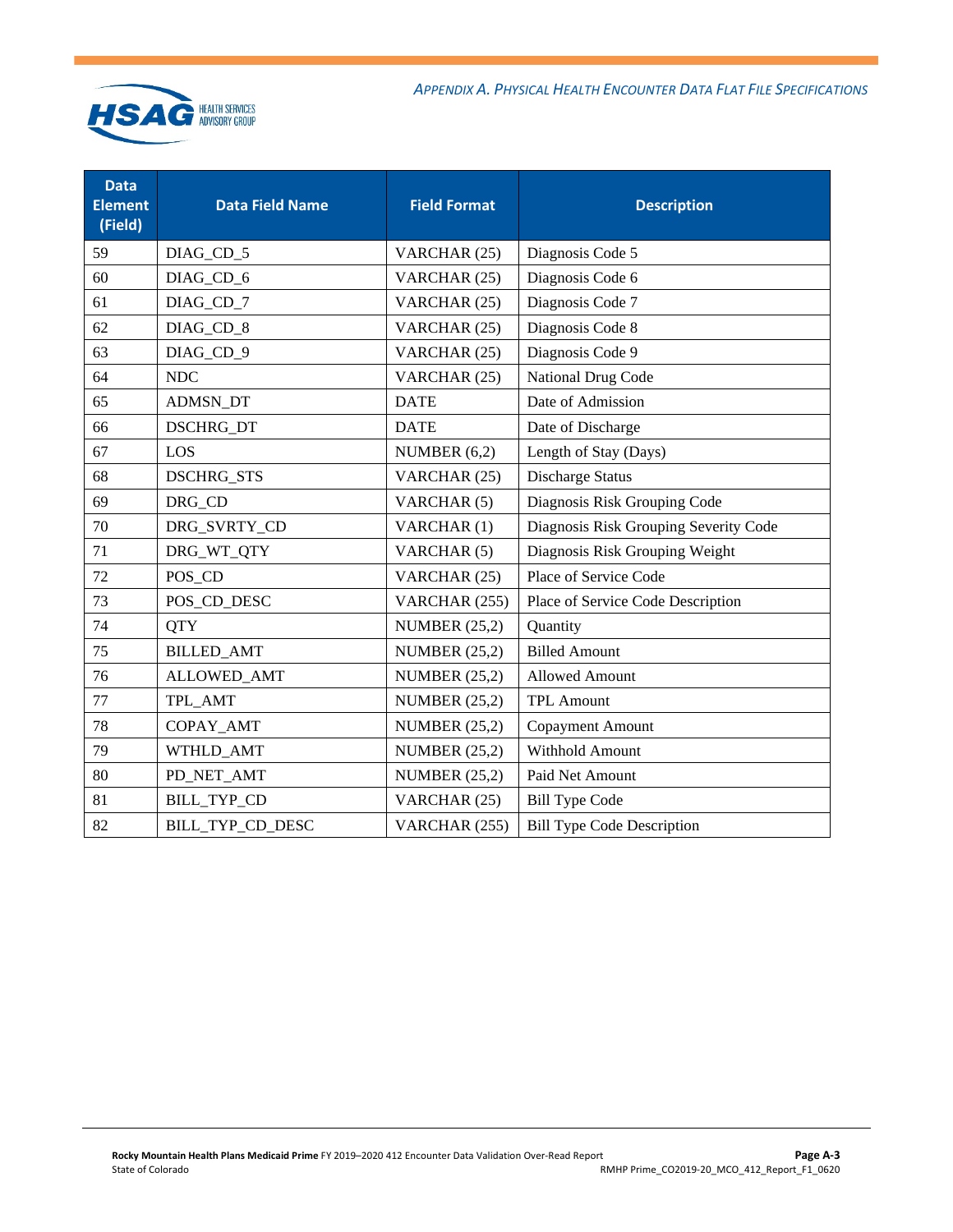| Data Element (Field) | Data Field Name | Field Format | Description |
|---|---|---|---|
| 59 | DIAG_CD_5 | VARCHAR (25) | Diagnosis Code 5 |
| 60 | DIAG_CD_6 | VARCHAR (25) | Diagnosis Code 6 |
| 61 | DIAG_CD_7 | VARCHAR (25) | Diagnosis Code 7 |
| 62 | DIAG_CD_8 | VARCHAR (25) | Diagnosis Code 8 |
| 63 | DIAG_CD_9 | VARCHAR (25) | Diagnosis Code 9 |
| 64 | NDC | VARCHAR (25) | National Drug Code |
| 65 | ADMSN_DT | DATE | Date of Admission |
| 66 | DSCHRG_DT | DATE | Date of Discharge |
| 67 | LOS | NUMBER (6,2) | Length of Stay (Days) |
| 68 | DSCHRG_STS | VARCHAR (25) | Discharge Status |
| 69 | DRG_CD | VARCHAR (5) | Diagnosis Risk Grouping Code |
| 70 | DRG_SVRTY_CD | VARCHAR (1) | Diagnosis Risk Grouping Severity Code |
| 71 | DRG_WT_QTY | VARCHAR (5) | Diagnosis Risk Grouping Weight |
| 72 | POS_CD | VARCHAR (25) | Place of Service Code |
| 73 | POS_CD_DESC | VARCHAR (255) | Place of Service Code Description |
| 74 | QTY | NUMBER (25,2) | Quantity |
| 75 | BILLED_AMT | NUMBER (25,2) | Billed Amount |
| 76 | ALLOWED_AMT | NUMBER (25,2) | Allowed Amount |
| 77 | TPL_AMT | NUMBER (25,2) | TPL Amount |
| 78 | COPAY_AMT | NUMBER (25,2) | Copayment Amount |
| 79 | WTHLD_AMT | NUMBER (25,2) | Withhold Amount |
| 80 | PD_NET_AMT | NUMBER (25,2) | Paid Net Amount |
| 81 | BILL_TYP_CD | VARCHAR (25) | Bill Type Code |
| 82 | BILL_TYP_CD_DESC | VARCHAR (255) | Bill Type Code Description |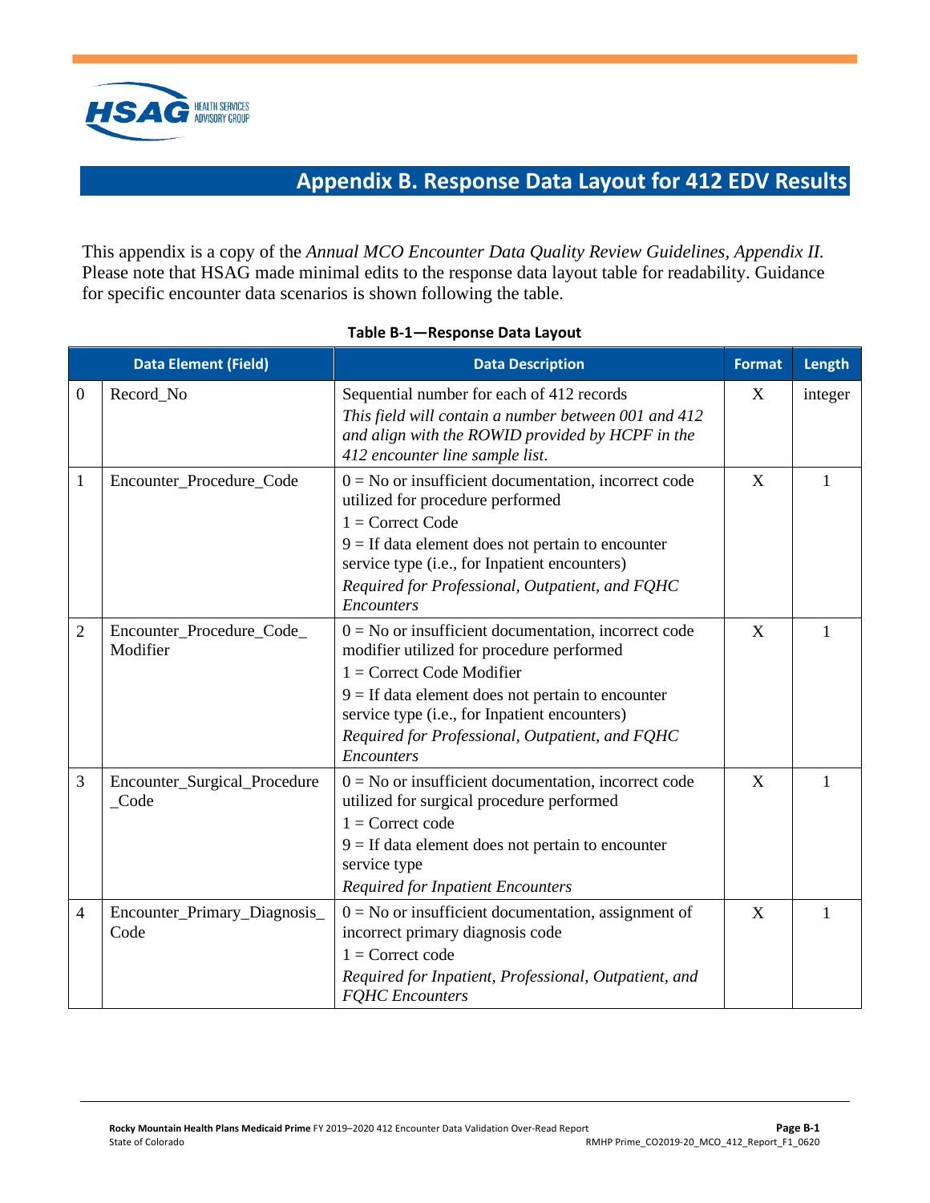## Appendix B. Response Data Layout for 412 EDV Results

This appendix is a copy of the *Annual MCO Encounter Data Quality Review Guidelines, Appendix II.* Please note that HSAG made minimal edits to the response data layout table for readability. Guidance for specific encounter data scenarios is shown following the table.

**Table B-1—Response Data Layout**

| | Data Element (Field) | Data Description | Format | Length |
|---|---|---|---|---|
| 0 | Record_No | Sequential number for each of 412 records<br>*This field will contain a number between 001 and 412 and align with the ROWID provided by HCPF in the 412 encounter line sample list.* | X | integer |
| 1 | Encounter_Procedure_Code | 0 = No or insufficient documentation, incorrect code utilized for procedure performed<br>1 = Correct Code<br>9 = If data element does not pertain to encounter service type (i.e., for Inpatient encounters)<br>*Required for Professional, Outpatient, and FQHC Encounters* | X | 1 |
| 2 | Encounter_Procedure_Code_ Modifier | 0 = No or insufficient documentation, incorrect code modifier utilized for procedure performed<br>1 = Correct Code Modifier<br>9 = If data element does not pertain to encounter service type (i.e., for Inpatient encounters)<br>*Required for Professional, Outpatient, and FQHC Encounters* | X | 1 |
| 3 | Encounter_Surgical_Procedure _Code | 0 = No or insufficient documentation, incorrect code utilized for surgical procedure performed<br>1 = Correct code<br>9 = If data element does not pertain to encounter service type<br>*Required for Inpatient Encounters* | X | 1 |
| 4 | Encounter_Primary_Diagnosis_ Code | 0 = No or insufficient documentation, assignment of incorrect primary diagnosis code<br>1 = Correct code<br>*Required for Inpatient, Professional, Outpatient, and FQHC Encounters* | X | 1 |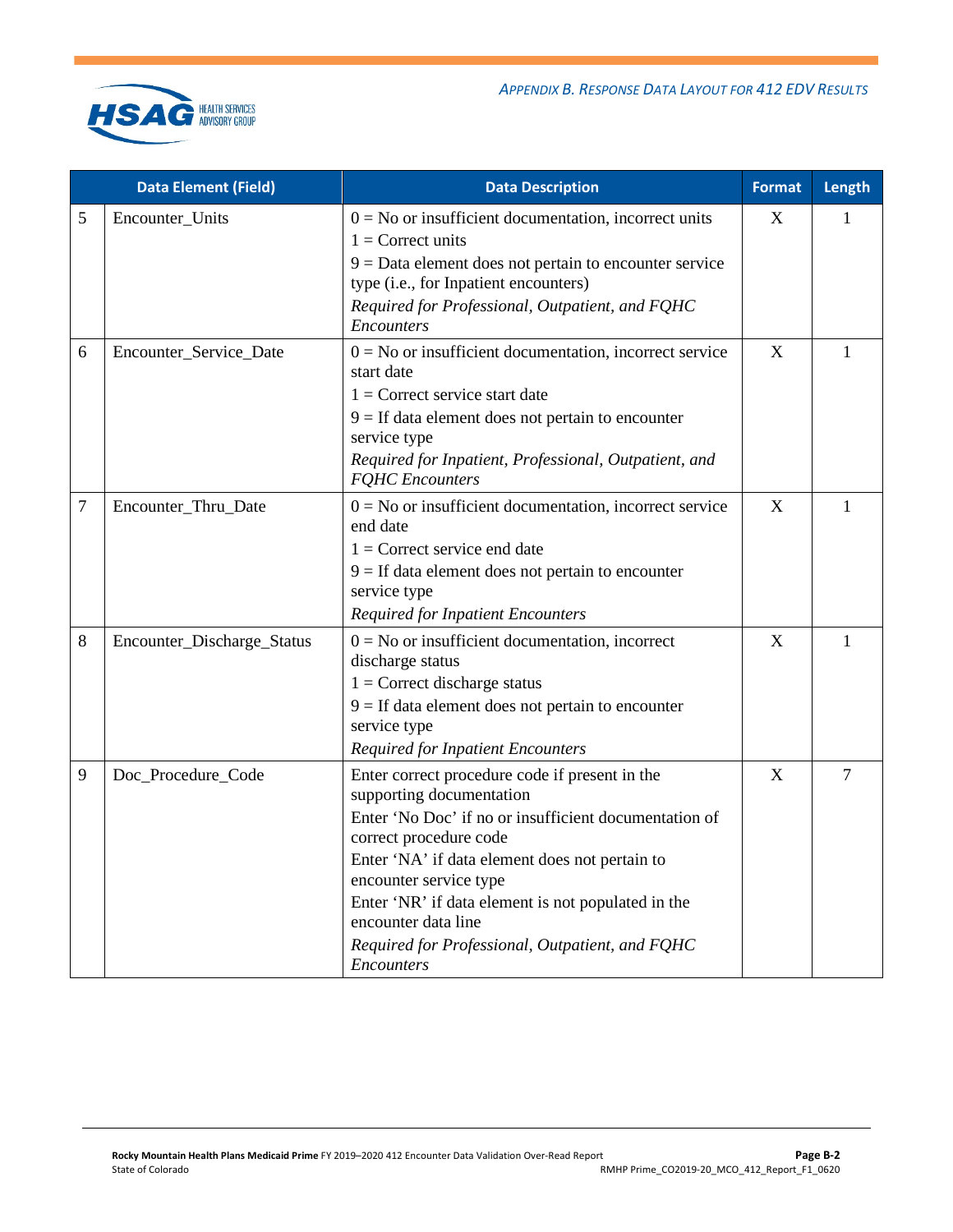| | Data Element (Field) | Data Description | Format | Length |
|---|---|---|---|---|
| 5 | Encounter_Units | 0 = No or insufficient documentation, incorrect units<br>1 = Correct units<br>9 = Data element does not pertain to encounter service type (i.e., for Inpatient encounters)<br>*Required for Professional, Outpatient, and FQHC Encounters* | X | 1 |
| 6 | Encounter_Service_Date | 0 = No or insufficient documentation, incorrect service start date<br>1 = Correct service start date<br>9 = If data element does not pertain to encounter service type<br>*Required for Inpatient, Professional, Outpatient, and FQHC Encounters* | X | 1 |
| 7 | Encounter_Thru_Date | 0 = No or insufficient documentation, incorrect service end date<br>1 = Correct service end date<br>9 = If data element does not pertain to encounter service type<br>*Required for Inpatient Encounters* | X | 1 |
| 8 | Encounter_Discharge_Status | 0 = No or insufficient documentation, incorrect discharge status<br>1 = Correct discharge status<br>9 = If data element does not pertain to encounter service type<br>*Required for Inpatient Encounters* | X | 1 |
| 9 | Doc_Procedure_Code | Enter correct procedure code if present in the supporting documentation<br>Enter 'No Doc' if no or insufficient documentation of correct procedure code<br>Enter 'NA' if data element does not pertain to encounter service type<br>Enter 'NR' if data element is not populated in the encounter data line<br>*Required for Professional, Outpatient, and FQHC Encounters* | X | 7 |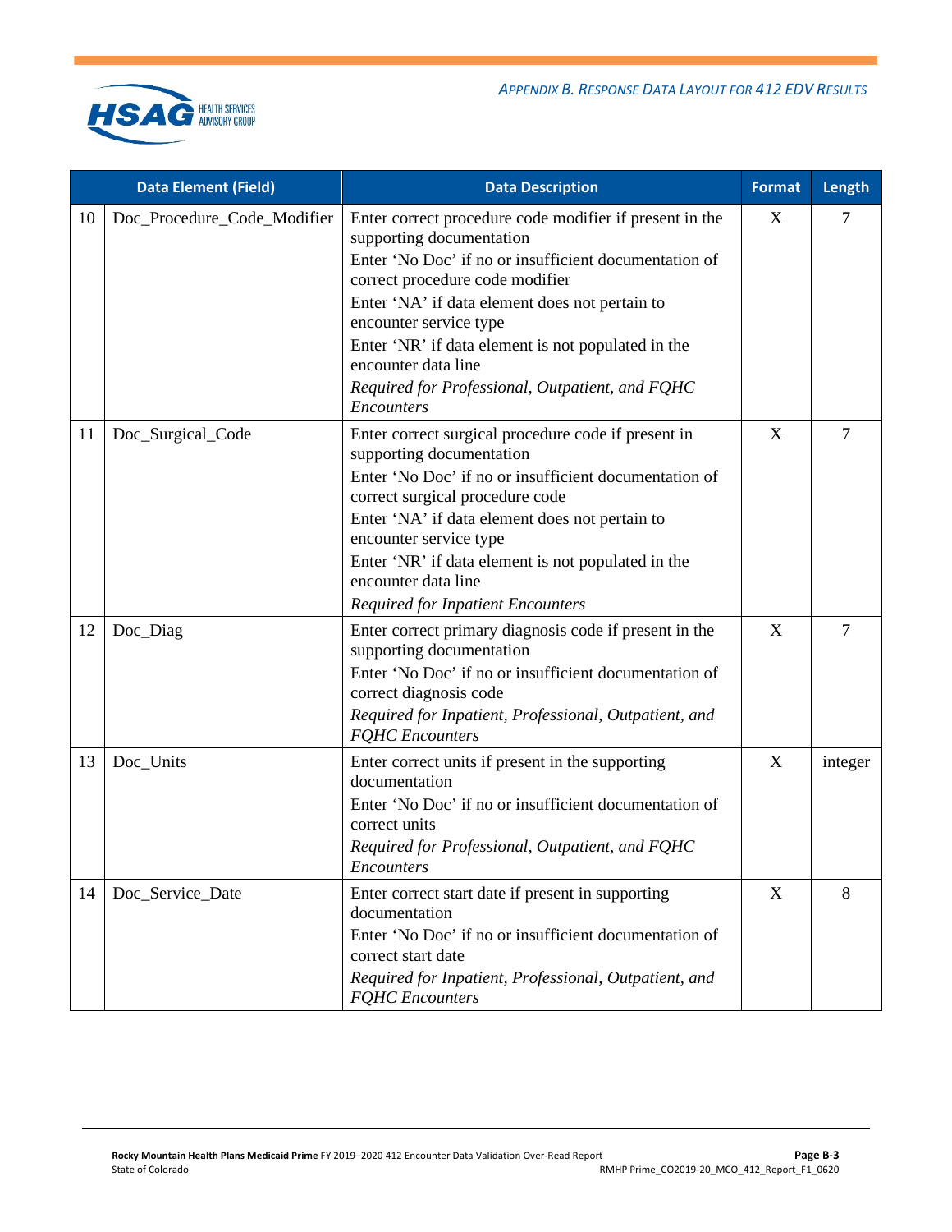| | Data Element (Field) | Data Description | Format | Length |
|---|---|---|---|---|
| 10 | Doc_Procedure_Code_Modifier | Enter correct procedure code modifier if present in the supporting documentation<br>Enter 'No Doc' if no or insufficient documentation of correct procedure code modifier<br>Enter 'NA' if data element does not pertain to encounter service type<br>Enter 'NR' if data element is not populated in the encounter data line<br>*Required for Professional, Outpatient, and FQHC Encounters* | X | 7 |
| 11 | Doc_Surgical_Code | Enter correct surgical procedure code if present in supporting documentation<br>Enter 'No Doc' if no or insufficient documentation of correct surgical procedure code<br>Enter 'NA' if data element does not pertain to encounter service type<br>Enter 'NR' if data element is not populated in the encounter data line<br>*Required for Inpatient Encounters* | X | 7 |
| 12 | Doc_Diag | Enter correct primary diagnosis code if present in the supporting documentation<br>Enter 'No Doc' if no or insufficient documentation of correct diagnosis code<br>*Required for Inpatient, Professional, Outpatient, and FQHC Encounters* | X | 7 |
| 13 | Doc_Units | Enter correct units if present in the supporting documentation<br>Enter 'No Doc' if no or insufficient documentation of correct units<br>*Required for Professional, Outpatient, and FQHC Encounters* | X | integer |
| 14 | Doc_Service_Date | Enter correct start date if present in supporting documentation<br>Enter 'No Doc' if no or insufficient documentation of correct start date<br>*Required for Inpatient, Professional, Outpatient, and FQHC Encounters* | X | 8 |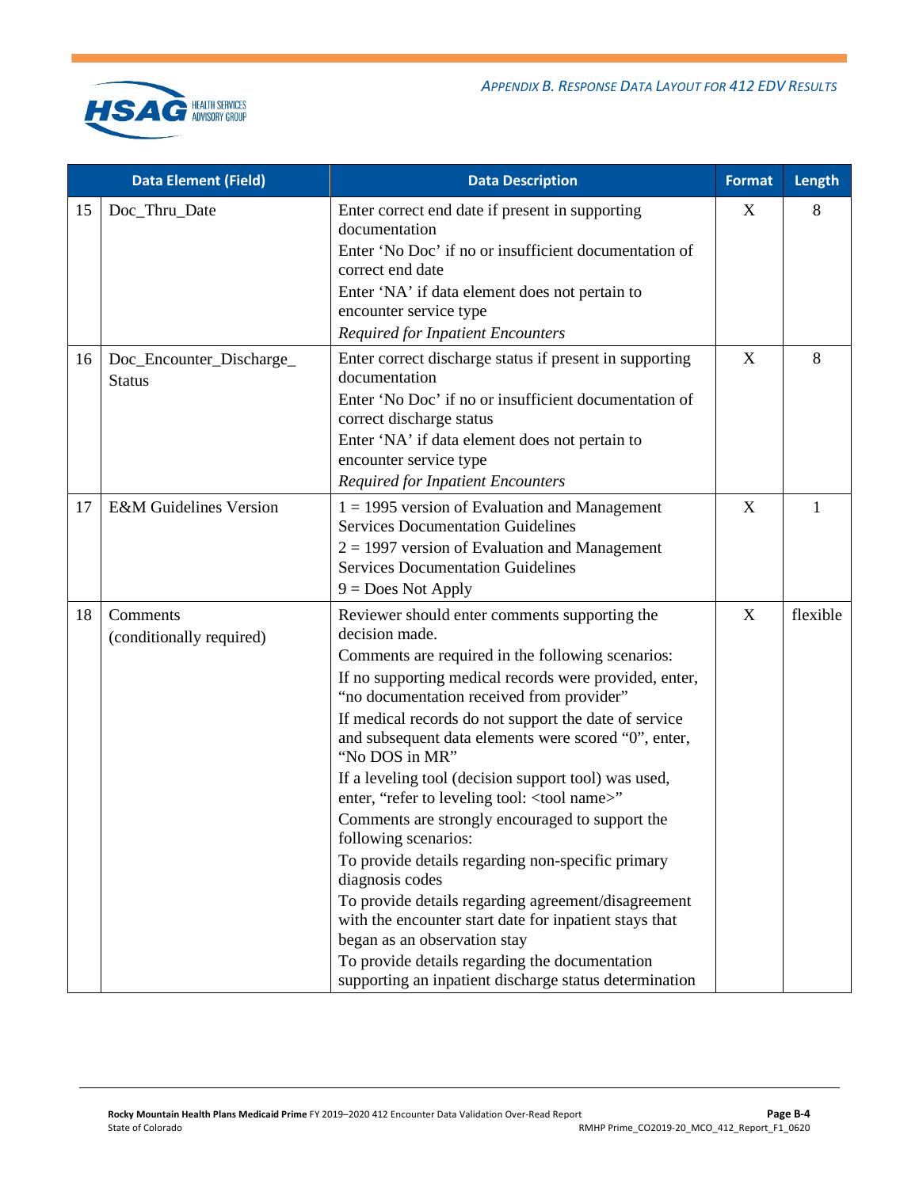| | Data Element (Field) | Data Description | Format | Length |
|---|---|---|---|---|
| 15 | Doc_Thru_Date | Enter correct end date if present in supporting documentation<br>Enter 'No Doc' if no or insufficient documentation of correct end date<br>Enter 'NA' if data element does not pertain to encounter service type<br>*Required for Inpatient Encounters* | X | 8 |
| 16 | Doc_Encounter_Discharge_Status | Enter correct discharge status if present in supporting documentation<br>Enter 'No Doc' if no or insufficient documentation of correct discharge status<br>Enter 'NA' if data element does not pertain to encounter service type<br>*Required for Inpatient Encounters* | X | 8 |
| 17 | E&M Guidelines Version | 1 = 1995 version of Evaluation and Management Services Documentation Guidelines<br>2 = 1997 version of Evaluation and Management Services Documentation Guidelines<br>9 = Does Not Apply | X | 1 |
| 18 | Comments (conditionally required) | Reviewer should enter comments supporting the decision made.<br>Comments are required in the following scenarios:<br>If no supporting medical records were provided, enter, "no documentation received from provider"<br>If medical records do not support the date of service and subsequent data elements were scored "0", enter, "No DOS in MR"<br>If a leveling tool (decision support tool) was used, enter, "refer to leveling tool: <tool name>"<br>Comments are strongly encouraged to support the following scenarios:<br>To provide details regarding non-specific primary diagnosis codes<br>To provide details regarding agreement/disagreement with the encounter start date for inpatient stays that began as an observation stay<br>To provide details regarding the documentation supporting an inpatient discharge status determination | X | flexible |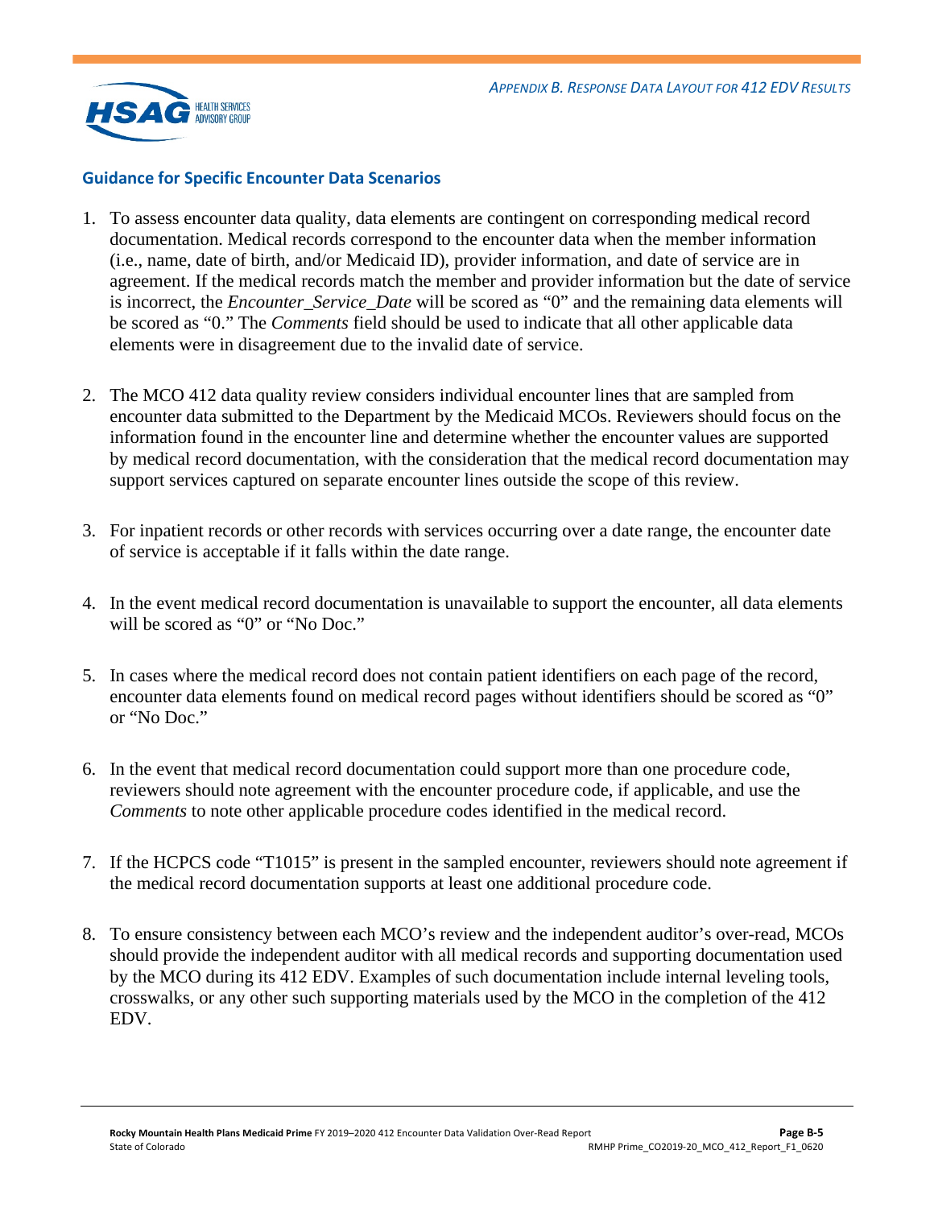## Guidance for Specific Encounter Data Scenarios

1. To assess encounter data quality, data elements are contingent on corresponding medical record documentation. Medical records correspond to the encounter data when the member information (i.e., name, date of birth, and/or Medicaid ID), provider information, and date of service are in agreement. If the medical records match the member and provider information but the date of service is incorrect, the *Encounter_Service_Date* will be scored as "0" and the remaining data elements will be scored as "0." The *Comments* field should be used to indicate that all other applicable data elements were in disagreement due to the invalid date of service.

2. The MCO 412 data quality review considers individual encounter lines that are sampled from encounter data submitted to the Department by the Medicaid MCOs. Reviewers should focus on the information found in the encounter line and determine whether the encounter values are supported by medical record documentation, with the consideration that the medical record documentation may support services captured on separate encounter lines outside the scope of this review.

3. For inpatient records or other records with services occurring over a date range, the encounter date of service is acceptable if it falls within the date range.

4. In the event medical record documentation is unavailable to support the encounter, all data elements will be scored as "0" or "No Doc."

5. In cases where the medical record does not contain patient identifiers on each page of the record, encounter data elements found on medical record pages without identifiers should be scored as "0" or "No Doc."

6. In the event that medical record documentation could support more than one procedure code, reviewers should note agreement with the encounter procedure code, if applicable, and use the *Comments* to note other applicable procedure codes identified in the medical record.

7. If the HCPCS code "T1015" is present in the sampled encounter, reviewers should note agreement if the medical record documentation supports at least one additional procedure code.

8. To ensure consistency between each MCO's review and the independent auditor's over-read, MCOs should provide the independent auditor with all medical records and supporting documentation used by the MCO during its 412 EDV. Examples of such documentation include internal leveling tools, crosswalks, or any other such supporting materials used by the MCO in the completion of the 412 EDV.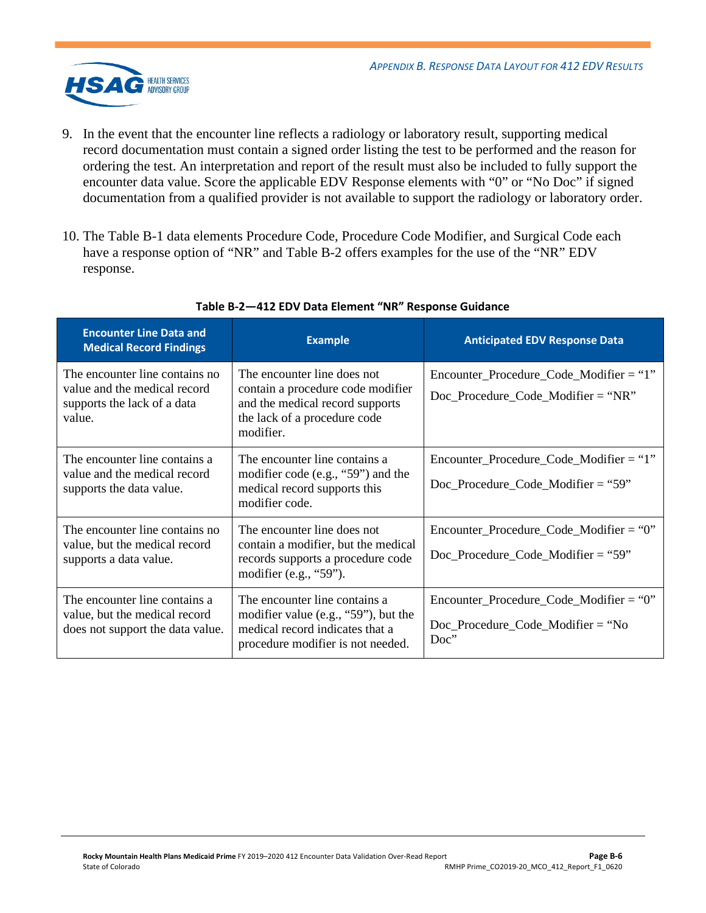9. In the event that the encounter line reflects a radiology or laboratory result, supporting medical record documentation must contain a signed order listing the test to be performed and the reason for ordering the test. An interpretation and report of the result must also be included to fully support the encounter data value. Score the applicable EDV Response elements with "0" or "No Doc" if signed documentation from a qualified provider is not available to support the radiology or laboratory order.

10. The Table B-1 data elements Procedure Code, Procedure Code Modifier, and Surgical Code each have a response option of "NR" and Table B-2 offers examples for the use of the "NR" EDV response.

**Table B-2—412 EDV Data Element "NR" Response Guidance**

| Encounter Line Data and Medical Record Findings | Example | Anticipated EDV Response Data |
|---|---|---|
| The encounter line contains no value and the medical record supports the lack of a data value. | The encounter line does not contain a procedure code modifier and the medical record supports the lack of a procedure code modifier. | Encounter_Procedure_Code_Modifier = "1"<br>Doc_Procedure_Code_Modifier = "NR" |
| The encounter line contains a value and the medical record supports the data value. | The encounter line contains a modifier code (e.g., "59") and the medical record supports this modifier code. | Encounter_Procedure_Code_Modifier = "1"<br>Doc_Procedure_Code_Modifier = "59" |
| The encounter line contains no value, but the medical record supports a data value. | The encounter line does not contain a modifier, but the medical records supports a procedure code modifier (e.g., "59"). | Encounter_Procedure_Code_Modifier = "0"<br>Doc_Procedure_Code_Modifier = "59" |
| The encounter line contains a value, but the medical record does not support the data value. | The encounter line contains a modifier value (e.g., "59"), but the medical record indicates that a procedure modifier is not needed. | Encounter_Procedure_Code_Modifier = "0"<br>Doc_Procedure_Code_Modifier = "No Doc" |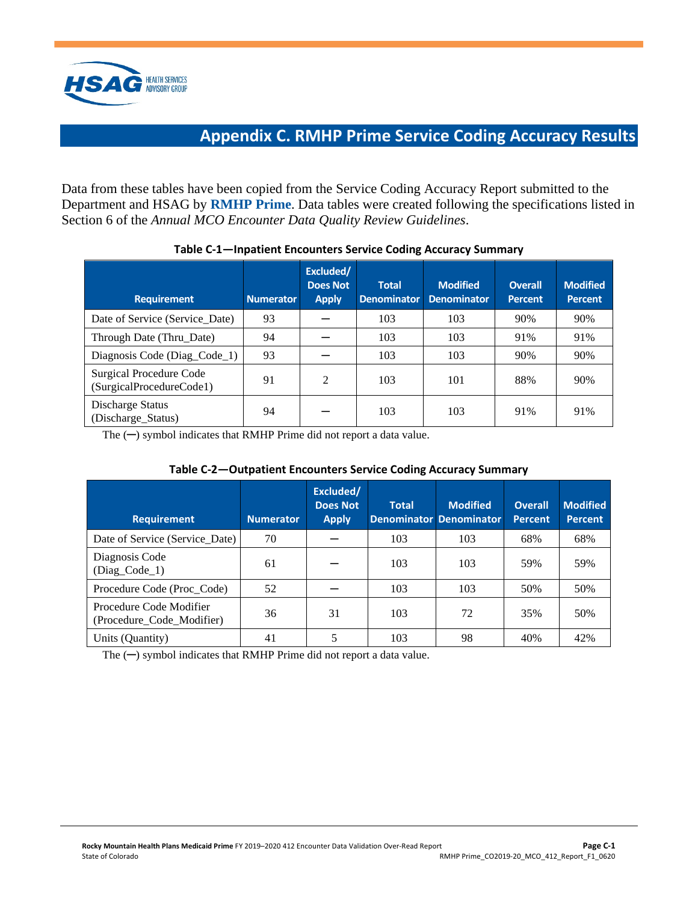# Appendix C. RMHP Prime Service Coding Accuracy Results

Data from these tables have been copied from the Service Coding Accuracy Report submitted to the Department and HSAG by **RMHP Prime**. Data tables were created following the specifications listed in Section 6 of the *Annual MCO Encounter Data Quality Review Guidelines*.

**Table C-1—Inpatient Encounters Service Coding Accuracy Summary**

| Requirement | Numerator | Excluded/ Does Not Apply | Total Denominator | Modified Denominator | Overall Percent | Modified Percent |
|---|---|---|---|---|---|---|
| Date of Service (Service_Date) | 93 | — | 103 | 103 | 90% | 90% |
| Through Date (Thru_Date) | 94 | — | 103 | 103 | 91% | 91% |
| Diagnosis Code (Diag_Code_1) | 93 | — | 103 | 103 | 90% | 90% |
| Surgical Procedure Code (SurgicalProcedureCode1) | 91 | 2 | 103 | 101 | 88% | 90% |
| Discharge Status (Discharge_Status) | 94 | — | 103 | 103 | 91% | 91% |

The (—) symbol indicates that RMHP Prime did not report a data value.

**Table C-2—Outpatient Encounters Service Coding Accuracy Summary**

| Requirement | Numerator | Excluded/ Does Not Apply | Total Denominator | Modified Denominator | Overall Percent | Modified Percent |
|---|---|---|---|---|---|---|
| Date of Service (Service_Date) | 70 | — | 103 | 103 | 68% | 68% |
| Diagnosis Code (Diag_Code_1) | 61 | — | 103 | 103 | 59% | 59% |
| Procedure Code (Proc_Code) | 52 | — | 103 | 103 | 50% | 50% |
| Procedure Code Modifier (Procedure_Code_Modifier) | 36 | 31 | 103 | 72 | 35% | 50% |
| Units (Quantity) | 41 | 5 | 103 | 98 | 40% | 42% |

The (—) symbol indicates that RMHP Prime did not report a data value.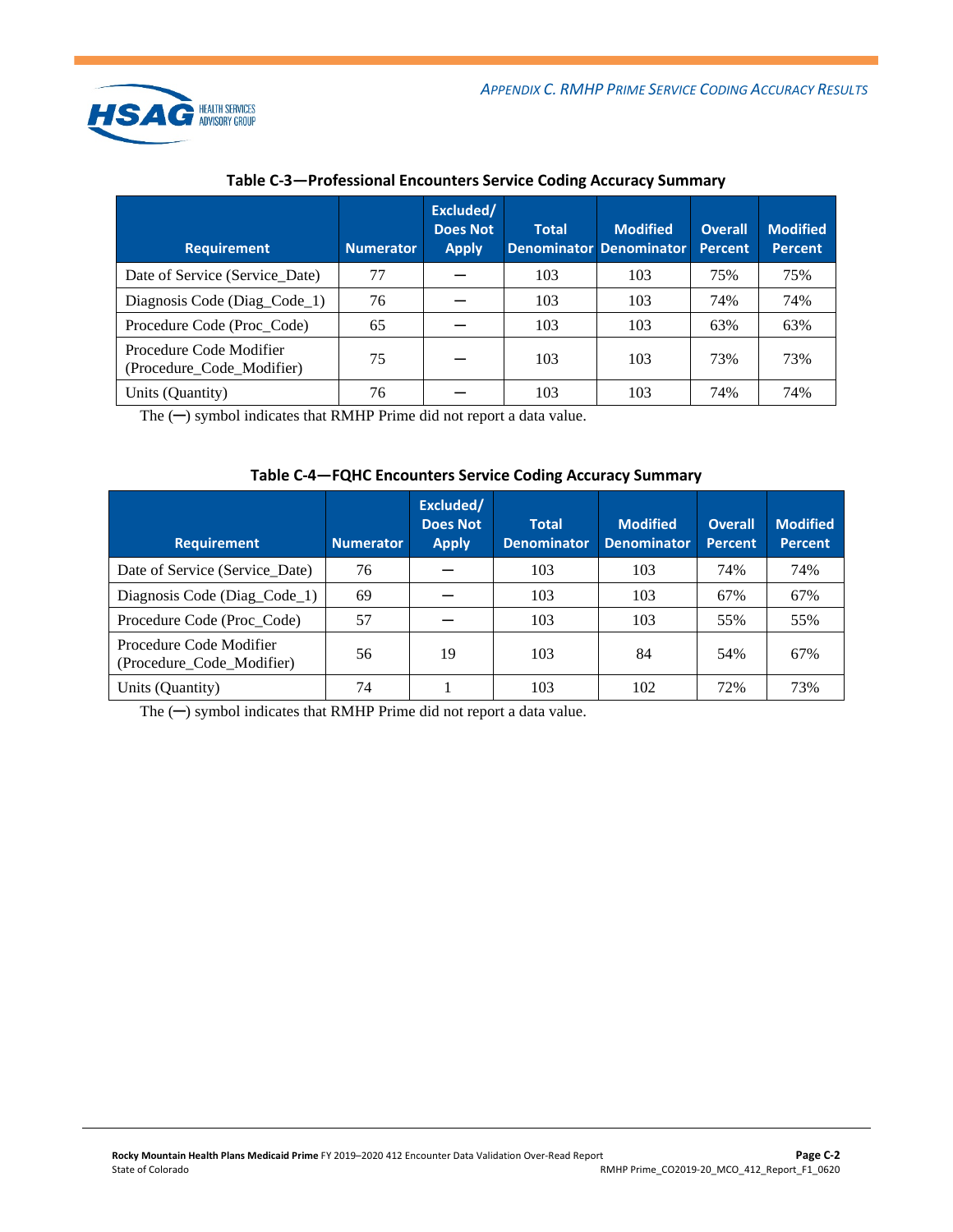**Table C-3—Professional Encounters Service Coding Accuracy Summary**

| Requirement | Numerator | Excluded/ Does Not Apply | Total Denominator | Modified Denominator | Overall Percent | Modified Percent |
|---|---|---|---|---|---|---|
| Date of Service (Service_Date) | 77 | — | 103 | 103 | 75% | 75% |
| Diagnosis Code (Diag_Code_1) | 76 | — | 103 | 103 | 74% | 74% |
| Procedure Code (Proc_Code) | 65 | — | 103 | 103 | 63% | 63% |
| Procedure Code Modifier (Procedure_Code_Modifier) | 75 | — | 103 | 103 | 73% | 73% |
| Units (Quantity) | 76 | — | 103 | 103 | 74% | 74% |

The (—) symbol indicates that RMHP Prime did not report a data value.

**Table C-4—FQHC Encounters Service Coding Accuracy Summary**

| Requirement | Numerator | Excluded/ Does Not Apply | Total Denominator | Modified Denominator | Overall Percent | Modified Percent |
|---|---|---|---|---|---|---|
| Date of Service (Service_Date) | 76 | — | 103 | 103 | 74% | 74% |
| Diagnosis Code (Diag_Code_1) | 69 | — | 103 | 103 | 67% | 67% |
| Procedure Code (Proc_Code) | 57 | — | 103 | 103 | 55% | 55% |
| Procedure Code Modifier (Procedure_Code_Modifier) | 56 | 19 | 103 | 84 | 54% | 67% |
| Units (Quantity) | 74 | 1 | 103 | 102 | 72% | 73% |

The (—) symbol indicates that RMHP Prime did not report a data value.